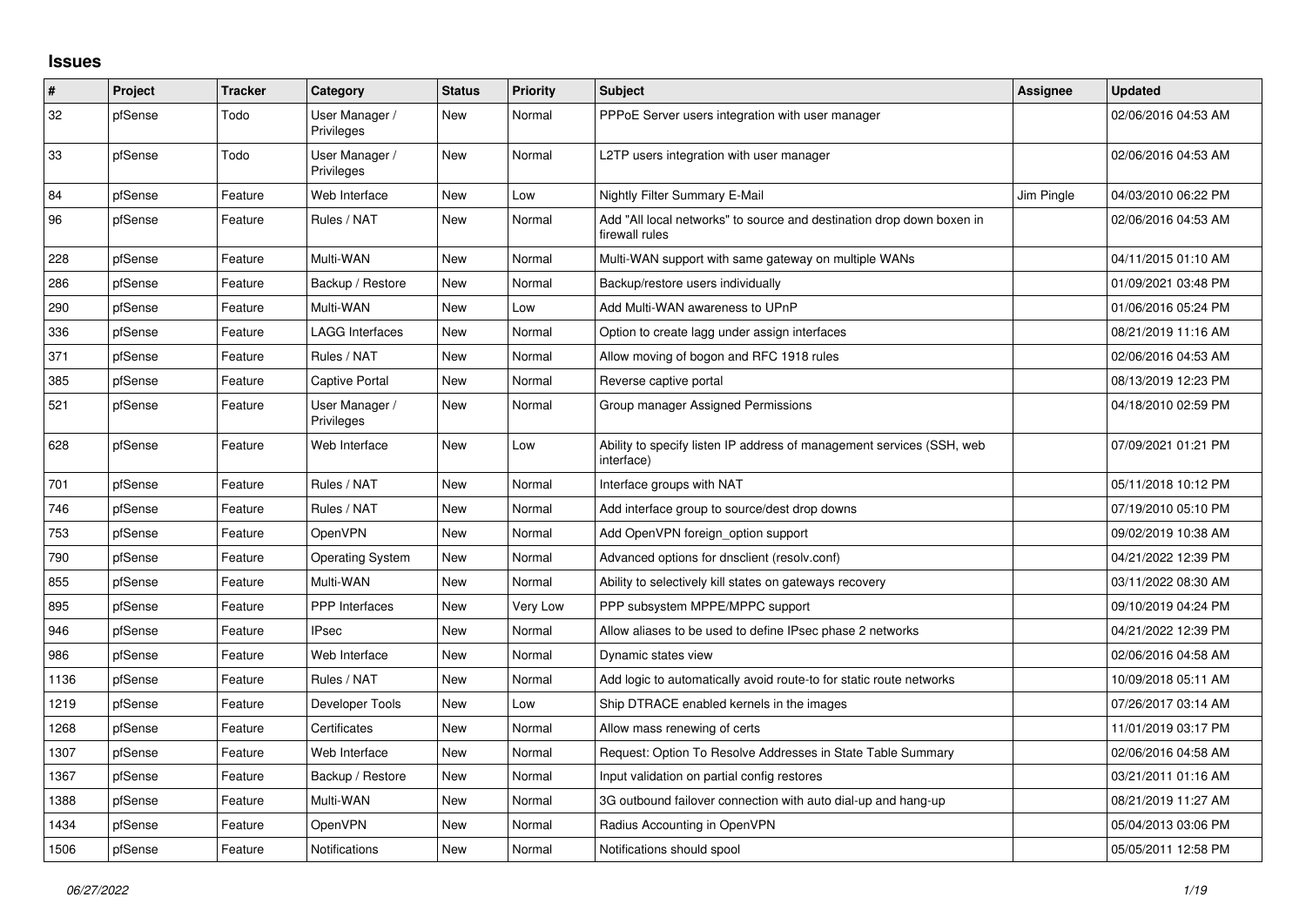## Issues

| # | Project | Tracker | Category | Status | Priority | Subject | Assignee | Updated |
|---|---|---|---|---|---|---|---|---|
| 32 | pfSense | Todo | User Manager / Privileges | New | Normal | PPPoE Server users integration with user manager | | 02/06/2016 04:53 AM |
| 33 | pfSense | Todo | User Manager / Privileges | New | Normal | L2TP users integration with user manager | | 02/06/2016 04:53 AM |
| 84 | pfSense | Feature | Web Interface | New | Low | Nightly Filter Summary E-Mail | Jim Pingle | 04/03/2010 06:22 PM |
| 96 | pfSense | Feature | Rules / NAT | New | Normal | Add "All local networks" to source and destination drop down boxen in firewall rules | | 02/06/2016 04:53 AM |
| 228 | pfSense | Feature | Multi-WAN | New | Normal | Multi-WAN support with same gateway on multiple WANs | | 04/11/2015 01:10 AM |
| 286 | pfSense | Feature | Backup / Restore | New | Normal | Backup/restore users individually | | 01/09/2021 03:48 PM |
| 290 | pfSense | Feature | Multi-WAN | New | Low | Add Multi-WAN awareness to UPnP | | 01/06/2016 05:24 PM |
| 336 | pfSense | Feature | LAGG Interfaces | New | Normal | Option to create lagg under assign interfaces | | 08/21/2019 11:16 AM |
| 371 | pfSense | Feature | Rules / NAT | New | Normal | Allow moving of bogon and RFC 1918 rules | | 02/06/2016 04:53 AM |
| 385 | pfSense | Feature | Captive Portal | New | Normal | Reverse captive portal | | 08/13/2019 12:23 PM |
| 521 | pfSense | Feature | User Manager / Privileges | New | Normal | Group manager Assigned Permissions | | 04/18/2010 02:59 PM |
| 628 | pfSense | Feature | Web Interface | New | Low | Ability to specify listen IP address of management services (SSH, web interface) | | 07/09/2021 01:21 PM |
| 701 | pfSense | Feature | Rules / NAT | New | Normal | Interface groups with NAT | | 05/11/2018 10:12 PM |
| 746 | pfSense | Feature | Rules / NAT | New | Normal | Add interface group to source/dest drop downs | | 07/19/2010 05:10 PM |
| 753 | pfSense | Feature | OpenVPN | New | Normal | Add OpenVPN foreign_option support | | 09/02/2019 10:38 AM |
| 790 | pfSense | Feature | Operating System | New | Normal | Advanced options for dnsclient (resolv.conf) | | 04/21/2022 12:39 PM |
| 855 | pfSense | Feature | Multi-WAN | New | Normal | Ability to selectively kill states on gateways recovery | | 03/11/2022 08:30 AM |
| 895 | pfSense | Feature | PPP Interfaces | New | Very Low | PPP subsystem MPPE/MPPC support | | 09/10/2019 04:24 PM |
| 946 | pfSense | Feature | IPsec | New | Normal | Allow aliases to be used to define IPsec phase 2 networks | | 04/21/2022 12:39 PM |
| 986 | pfSense | Feature | Web Interface | New | Normal | Dynamic states view | | 02/06/2016 04:58 AM |
| 1136 | pfSense | Feature | Rules / NAT | New | Normal | Add logic to automatically avoid route-to for static route networks | | 10/09/2018 05:11 AM |
| 1219 | pfSense | Feature | Developer Tools | New | Low | Ship DTRACE enabled kernels in the images | | 07/26/2017 03:14 AM |
| 1268 | pfSense | Feature | Certificates | New | Normal | Allow mass renewing of certs | | 11/01/2019 03:17 PM |
| 1307 | pfSense | Feature | Web Interface | New | Normal | Request: Option To Resolve Addresses in State Table Summary | | 02/06/2016 04:58 AM |
| 1367 | pfSense | Feature | Backup / Restore | New | Normal | Input validation on partial config restores | | 03/21/2011 01:16 AM |
| 1388 | pfSense | Feature | Multi-WAN | New | Normal | 3G outbound failover connection with auto dial-up and hang-up | | 08/21/2019 11:27 AM |
| 1434 | pfSense | Feature | OpenVPN | New | Normal | Radius Accounting in OpenVPN | | 05/04/2013 03:06 PM |
| 1506 | pfSense | Feature | Notifications | New | Normal | Notifications should spool | | 05/05/2011 12:58 PM |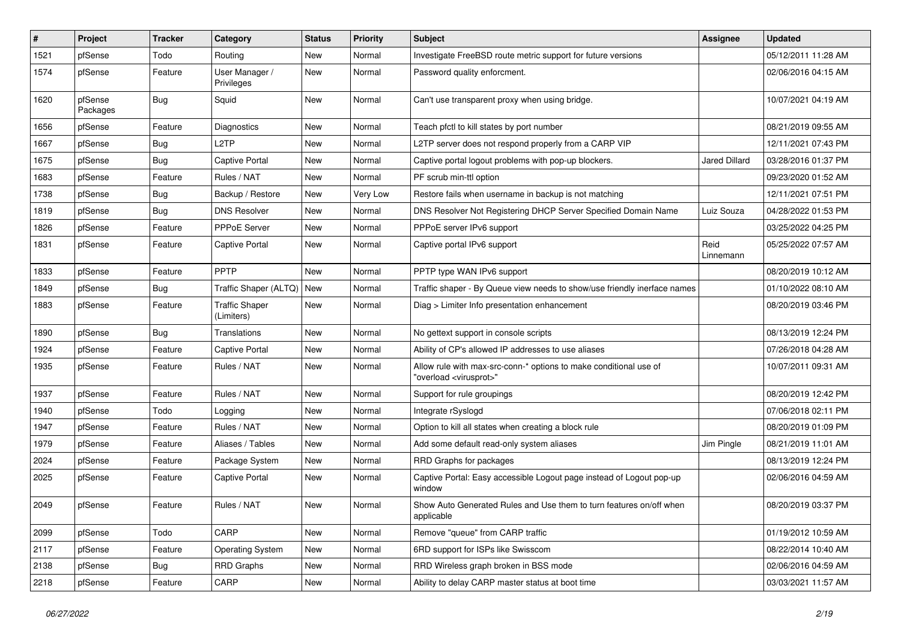| # | Project | Tracker | Category | Status | Priority | Subject | Assignee | Updated |
|---|---|---|---|---|---|---|---|---|
| 1521 | pfSense | Todo | Routing | New | Normal | Investigate FreeBSD route metric support for future versions | | 05/12/2011 11:28 AM |
| 1574 | pfSense | Feature | User Manager / Privileges | New | Normal | Password quality enforcment. | | 02/06/2016 04:15 AM |
| 1620 | pfSense Packages | Bug | Squid | New | Normal | Can't use transparent proxy when using bridge. | | 10/07/2021 04:19 AM |
| 1656 | pfSense | Feature | Diagnostics | New | Normal | Teach pfctl to kill states by port number | | 08/21/2019 09:55 AM |
| 1667 | pfSense | Bug | L2TP | New | Normal | L2TP server does not respond properly from a CARP VIP | | 12/11/2021 07:43 PM |
| 1675 | pfSense | Bug | Captive Portal | New | Normal | Captive portal logout problems with pop-up blockers. | Jared Dillard | 03/28/2016 01:37 PM |
| 1683 | pfSense | Feature | Rules / NAT | New | Normal | PF scrub min-ttl option | | 09/23/2020 01:52 AM |
| 1738 | pfSense | Bug | Backup / Restore | New | Very Low | Restore fails when username in backup is not matching | | 12/11/2021 07:51 PM |
| 1819 | pfSense | Bug | DNS Resolver | New | Normal | DNS Resolver Not Registering DHCP Server Specified Domain Name | Luiz Souza | 04/28/2022 01:53 PM |
| 1826 | pfSense | Feature | PPPoE Server | New | Normal | PPPoE server IPv6 support | | 03/25/2022 04:25 PM |
| 1831 | pfSense | Feature | Captive Portal | New | Normal | Captive portal IPv6 support | Reid Linnemann | 05/25/2022 07:57 AM |
| 1833 | pfSense | Feature | PPTP | New | Normal | PPTP type WAN IPv6 support | | 08/20/2019 10:12 AM |
| 1849 | pfSense | Bug | Traffic Shaper (ALTQ) | New | Normal | Traffic shaper - By Queue view needs to show/use friendly inerface names | | 01/10/2022 08:10 AM |
| 1883 | pfSense | Feature | Traffic Shaper (Limiters) | New | Normal | Diag > Limiter Info presentation enhancement | | 08/20/2019 03:46 PM |
| 1890 | pfSense | Bug | Translations | New | Normal | No gettext support in console scripts | | 08/13/2019 12:24 PM |
| 1924 | pfSense | Feature | Captive Portal | New | Normal | Ability of CP's allowed IP addresses to use aliases | | 07/26/2018 04:28 AM |
| 1935 | pfSense | Feature | Rules / NAT | New | Normal | Allow rule with max-src-conn-* options to make conditional use of "overload <virusprot>" | | 10/07/2011 09:31 AM |
| 1937 | pfSense | Feature | Rules / NAT | New | Normal | Support for rule groupings | | 08/20/2019 12:42 PM |
| 1940 | pfSense | Todo | Logging | New | Normal | Integrate rSyslogd | | 07/06/2018 02:11 PM |
| 1947 | pfSense | Feature | Rules / NAT | New | Normal | Option to kill all states when creating a block rule | | 08/20/2019 01:09 PM |
| 1979 | pfSense | Feature | Aliases / Tables | New | Normal | Add some default read-only system aliases | Jim Pingle | 08/21/2019 11:01 AM |
| 2024 | pfSense | Feature | Package System | New | Normal | RRD Graphs for packages | | 08/13/2019 12:24 PM |
| 2025 | pfSense | Feature | Captive Portal | New | Normal | Captive Portal: Easy accessible Logout page instead of Logout pop-up window | | 02/06/2016 04:59 AM |
| 2049 | pfSense | Feature | Rules / NAT | New | Normal | Show Auto Generated Rules and Use them to turn features on/off when applicable | | 08/20/2019 03:37 PM |
| 2099 | pfSense | Todo | CARP | New | Normal | Remove "queue" from CARP traffic | | 01/19/2012 10:59 AM |
| 2117 | pfSense | Feature | Operating System | New | Normal | 6RD support for ISPs like Swisscom | | 08/22/2014 10:40 AM |
| 2138 | pfSense | Bug | RRD Graphs | New | Normal | RRD Wireless graph broken in BSS mode | | 02/06/2016 04:59 AM |
| 2218 | pfSense | Feature | CARP | New | Normal | Ability to delay CARP master status at boot time | | 03/03/2021 11:57 AM |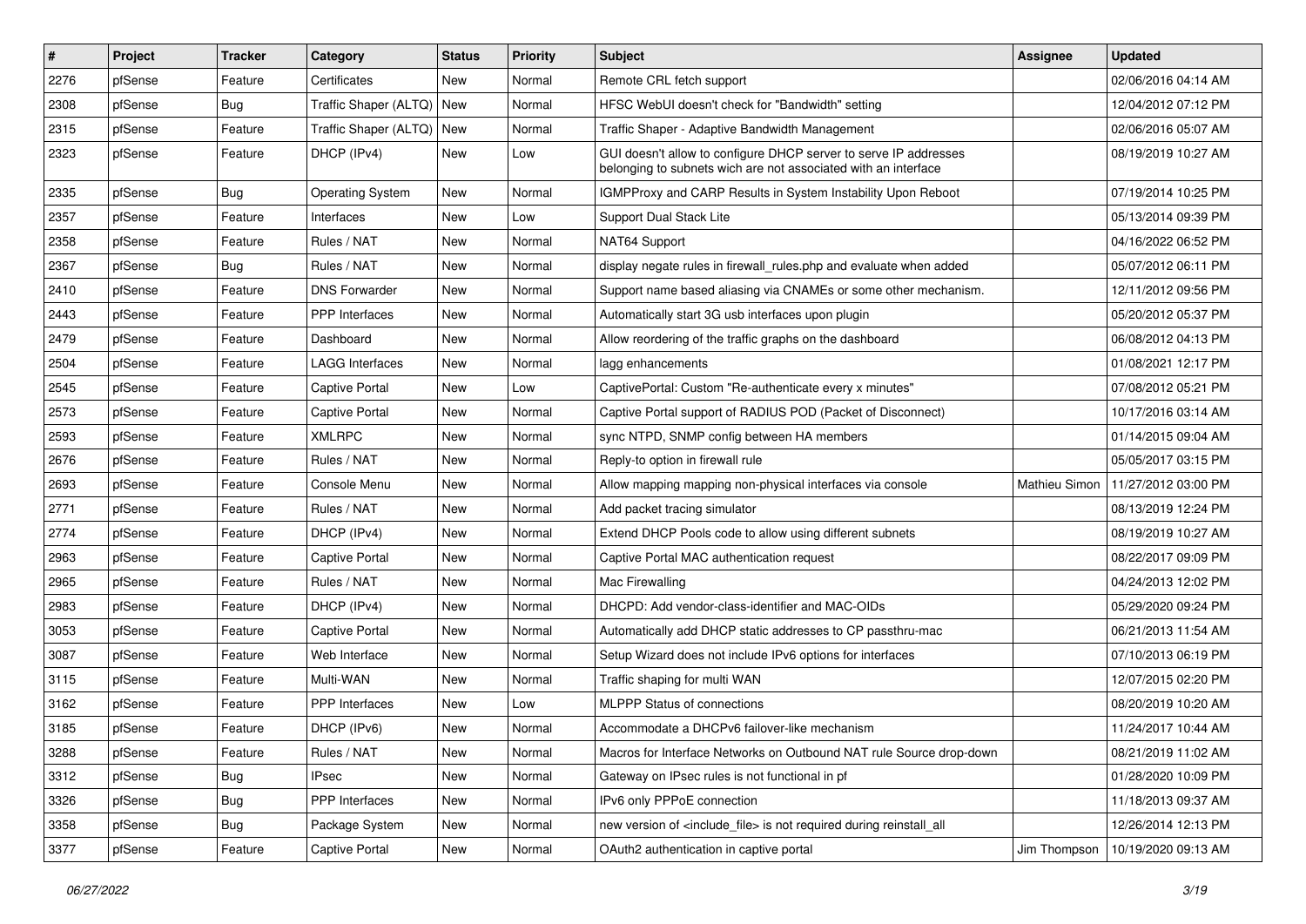| # | Project | Tracker | Category | Status | Priority | Subject | Assignee | Updated |
|---|---|---|---|---|---|---|---|---|
| 2276 | pfSense | Feature | Certificates | New | Normal | Remote CRL fetch support | | 02/06/2016 04:14 AM |
| 2308 | pfSense | Bug | Traffic Shaper (ALTQ) | New | Normal | HFSC WebUI doesn't check for "Bandwidth" setting | | 12/04/2012 07:12 PM |
| 2315 | pfSense | Feature | Traffic Shaper (ALTQ) | New | Normal | Traffic Shaper - Adaptive Bandwidth Management | | 02/06/2016 05:07 AM |
| 2323 | pfSense | Feature | DHCP (IPv4) | New | Low | GUI doesn't allow to configure DHCP server to serve IP addresses belonging to subnets wich are not associated with an interface | | 08/19/2019 10:27 AM |
| 2335 | pfSense | Bug | Operating System | New | Normal | IGMPProxy and CARP Results in System Instability Upon Reboot | | 07/19/2014 10:25 PM |
| 2357 | pfSense | Feature | Interfaces | New | Low | Support Dual Stack Lite | | 05/13/2014 09:39 PM |
| 2358 | pfSense | Feature | Rules / NAT | New | Normal | NAT64 Support | | 04/16/2022 06:52 PM |
| 2367 | pfSense | Bug | Rules / NAT | New | Normal | display negate rules in firewall_rules.php and evaluate when added | | 05/07/2012 06:11 PM |
| 2410 | pfSense | Feature | DNS Forwarder | New | Normal | Support name based aliasing via CNAMEs or some other mechanism. | | 12/11/2012 09:56 PM |
| 2443 | pfSense | Feature | PPP Interfaces | New | Normal | Automatically start 3G usb interfaces upon plugin | | 05/20/2012 05:37 PM |
| 2479 | pfSense | Feature | Dashboard | New | Normal | Allow reordering of the traffic graphs on the dashboard | | 06/08/2012 04:13 PM |
| 2504 | pfSense | Feature | LAGG Interfaces | New | Normal | lagg enhancements | | 01/08/2021 12:17 PM |
| 2545 | pfSense | Feature | Captive Portal | New | Low | CaptivePortal: Custom "Re-authenticate every x minutes" | | 07/08/2012 05:21 PM |
| 2573 | pfSense | Feature | Captive Portal | New | Normal | Captive Portal support of RADIUS POD (Packet of Disconnect) | | 10/17/2016 03:14 AM |
| 2593 | pfSense | Feature | XMLRPC | New | Normal | sync NTPD, SNMP config between HA members | | 01/14/2015 09:04 AM |
| 2676 | pfSense | Feature | Rules / NAT | New | Normal | Reply-to option in firewall rule | | 05/05/2017 03:15 PM |
| 2693 | pfSense | Feature | Console Menu | New | Normal | Allow mapping mapping non-physical interfaces via console | Mathieu Simon | 11/27/2012 03:00 PM |
| 2771 | pfSense | Feature | Rules / NAT | New | Normal | Add packet tracing simulator | | 08/13/2019 12:24 PM |
| 2774 | pfSense | Feature | DHCP (IPv4) | New | Normal | Extend DHCP Pools code to allow using different subnets | | 08/19/2019 10:27 AM |
| 2963 | pfSense | Feature | Captive Portal | New | Normal | Captive Portal MAC authentication request | | 08/22/2017 09:09 PM |
| 2965 | pfSense | Feature | Rules / NAT | New | Normal | Mac Firewalling | | 04/24/2013 12:02 PM |
| 2983 | pfSense | Feature | DHCP (IPv4) | New | Normal | DHCPD: Add vendor-class-identifier and MAC-OIDs | | 05/29/2020 09:24 PM |
| 3053 | pfSense | Feature | Captive Portal | New | Normal | Automatically add DHCP static addresses to CP passthru-mac | | 06/21/2013 11:54 AM |
| 3087 | pfSense | Feature | Web Interface | New | Normal | Setup Wizard does not include IPv6 options for interfaces | | 07/10/2013 06:19 PM |
| 3115 | pfSense | Feature | Multi-WAN | New | Normal | Traffic shaping for multi WAN | | 12/07/2015 02:20 PM |
| 3162 | pfSense | Feature | PPP Interfaces | New | Low | MLPPP Status of connections | | 08/20/2019 10:20 AM |
| 3185 | pfSense | Feature | DHCP (IPv6) | New | Normal | Accommodate a DHCPv6 failover-like mechanism | | 11/24/2017 10:44 AM |
| 3288 | pfSense | Feature | Rules / NAT | New | Normal | Macros for Interface Networks on Outbound NAT rule Source drop-down | | 08/21/2019 11:02 AM |
| 3312 | pfSense | Bug | IPsec | New | Normal | Gateway on IPsec rules is not functional in pf | | 01/28/2020 10:09 PM |
| 3326 | pfSense | Bug | PPP Interfaces | New | Normal | IPv6 only PPPoE connection | | 11/18/2013 09:37 AM |
| 3358 | pfSense | Bug | Package System | New | Normal | new version of <include_file> is not required during reinstall_all | | 12/26/2014 12:13 PM |
| 3377 | pfSense | Feature | Captive Portal | New | Normal | OAuth2 authentication in captive portal | Jim Thompson | 10/19/2020 09:13 AM |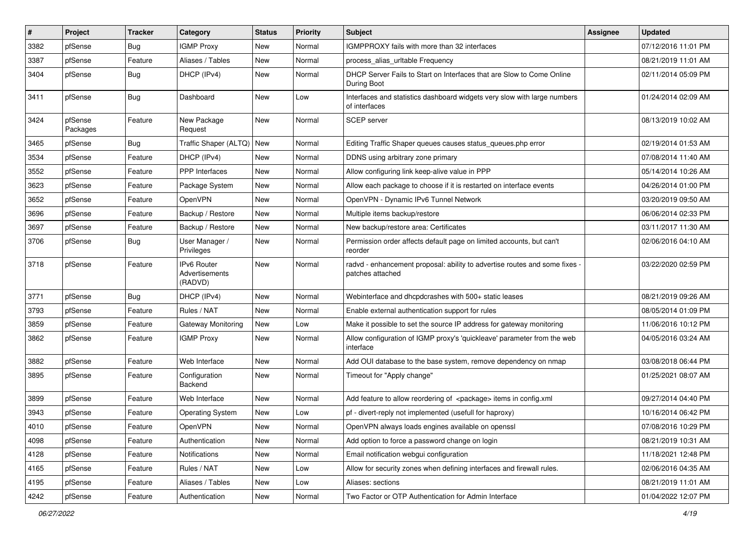| # | Project | Tracker | Category | Status | Priority | Subject | Assignee | Updated |
|---|---|---|---|---|---|---|---|---|
| 3382 | pfSense | Bug | IGMP Proxy | New | Normal | IGMPPROXY fails with more than 32 interfaces | | 07/12/2016 11:01 PM |
| 3387 | pfSense | Feature | Aliases / Tables | New | Normal | process_alias_urltable Frequency | | 08/21/2019 11:01 AM |
| 3404 | pfSense | Bug | DHCP (IPv4) | New | Normal | DHCP Server Fails to Start on Interfaces that are Slow to Come Online During Boot | | 02/11/2014 05:09 PM |
| 3411 | pfSense | Bug | Dashboard | New | Low | Interfaces and statistics dashboard widgets very slow with large numbers of interfaces | | 01/24/2014 02:09 AM |
| 3424 | pfSense Packages | Feature | New Package Request | New | Normal | SCEP server | | 08/13/2019 10:02 AM |
| 3465 | pfSense | Bug | Traffic Shaper (ALTQ) | New | Normal | Editing Traffic Shaper queues causes status_queues.php error | | 02/19/2014 01:53 AM |
| 3534 | pfSense | Feature | DHCP (IPv4) | New | Normal | DDNS using arbitrary zone primary | | 07/08/2014 11:40 AM |
| 3552 | pfSense | Feature | PPP Interfaces | New | Normal | Allow configuring link keep-alive value in PPP | | 05/14/2014 10:26 AM |
| 3623 | pfSense | Feature | Package System | New | Normal | Allow each package to choose if it is restarted on interface events | | 04/26/2014 01:00 PM |
| 3652 | pfSense | Feature | OpenVPN | New | Normal | OpenVPN - Dynamic IPv6 Tunnel Network | | 03/20/2019 09:50 AM |
| 3696 | pfSense | Feature | Backup / Restore | New | Normal | Multiple items backup/restore | | 06/06/2014 02:33 PM |
| 3697 | pfSense | Feature | Backup / Restore | New | Normal | New backup/restore area: Certificates | | 03/11/2017 11:30 AM |
| 3706 | pfSense | Bug | User Manager / Privileges | New | Normal | Permission order affects default page on limited accounts, but can't reorder | | 02/06/2016 04:10 AM |
| 3718 | pfSense | Feature | IPv6 Router Advertisements (RADVD) | New | Normal | radvd - enhancement proposal: ability to advertise routes and some fixes - patches attached | | 03/22/2020 02:59 PM |
| 3771 | pfSense | Bug | DHCP (IPv4) | New | Normal | Webinterface and dhcpdcrashes with 500+ static leases | | 08/21/2019 09:26 AM |
| 3793 | pfSense | Feature | Rules / NAT | New | Normal | Enable external authentication support for rules | | 08/05/2014 01:09 PM |
| 3859 | pfSense | Feature | Gateway Monitoring | New | Low | Make it possible to set the source IP address for gateway monitoring | | 11/06/2016 10:12 PM |
| 3862 | pfSense | Feature | IGMP Proxy | New | Normal | Allow configuration of IGMP proxy's 'quickleave' parameter from the web interface | | 04/05/2016 03:24 AM |
| 3882 | pfSense | Feature | Web Interface | New | Normal | Add OUI database to the base system, remove dependency on nmap | | 03/08/2018 06:44 PM |
| 3895 | pfSense | Feature | Configuration Backend | New | Normal | Timeout for "Apply change" | | 01/25/2021 08:07 AM |
| 3899 | pfSense | Feature | Web Interface | New | Normal | Add feature to allow reordering of <package> items in config.xml | | 09/27/2014 04:40 PM |
| 3943 | pfSense | Feature | Operating System | New | Low | pf - divert-reply not implemented (usefull for haproxy) | | 10/16/2014 06:42 PM |
| 4010 | pfSense | Feature | OpenVPN | New | Normal | OpenVPN always loads engines available on openssl | | 07/08/2016 10:29 PM |
| 4098 | pfSense | Feature | Authentication | New | Normal | Add option to force a password change on login | | 08/21/2019 10:31 AM |
| 4128 | pfSense | Feature | Notifications | New | Normal | Email notification webgui configuration | | 11/18/2021 12:48 PM |
| 4165 | pfSense | Feature | Rules / NAT | New | Low | Allow for security zones when defining interfaces and firewall rules. | | 02/06/2016 04:35 AM |
| 4195 | pfSense | Feature | Aliases / Tables | New | Low | Aliases: sections | | 08/21/2019 11:01 AM |
| 4242 | pfSense | Feature | Authentication | New | Normal | Two Factor or OTP Authentication for Admin Interface | | 01/04/2022 12:07 PM |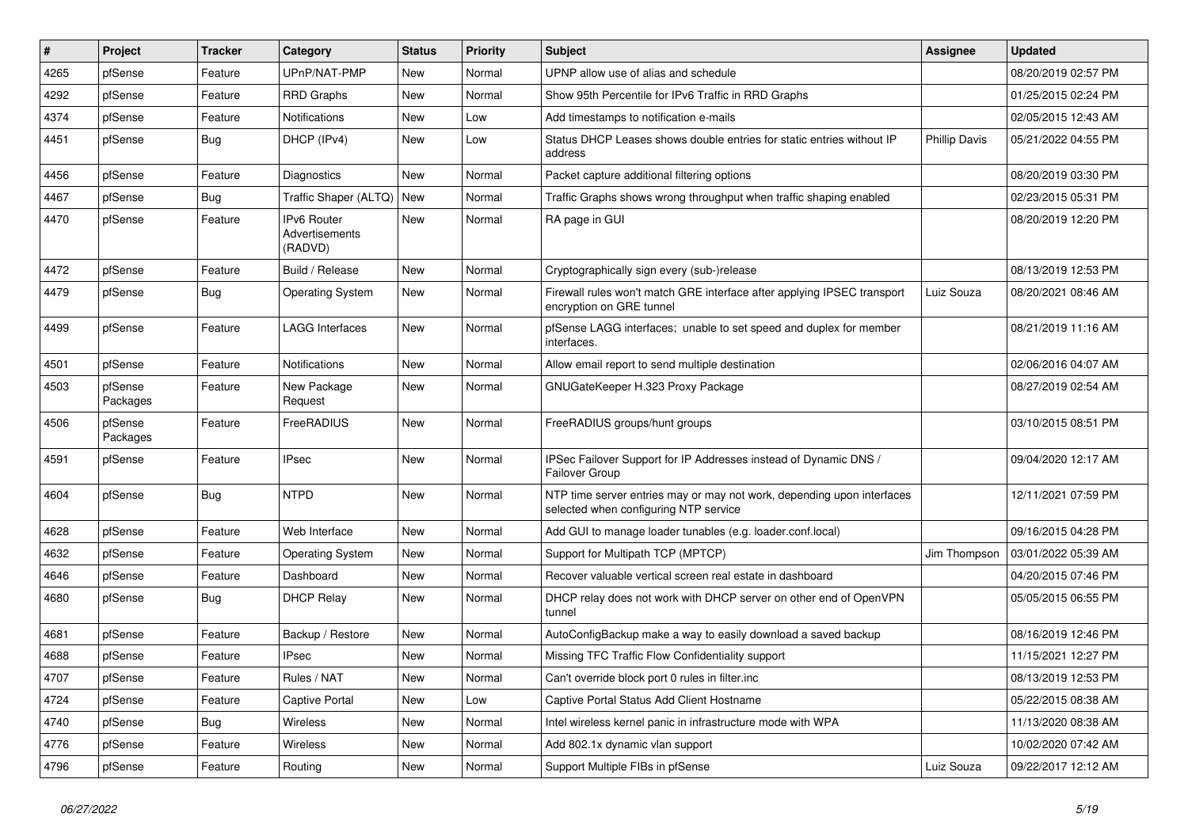| # | Project | Tracker | Category | Status | Priority | Subject | Assignee | Updated |
|---|---|---|---|---|---|---|---|---|
| 4265 | pfSense | Feature | UPnP/NAT-PMP | New | Normal | UPNP allow use of alias and schedule | | 08/20/2019 02:57 PM |
| 4292 | pfSense | Feature | RRD Graphs | New | Normal | Show 95th Percentile for IPv6 Traffic in RRD Graphs | | 01/25/2015 02:24 PM |
| 4374 | pfSense | Feature | Notifications | New | Low | Add timestamps to notification e-mails | | 02/05/2015 12:43 AM |
| 4451 | pfSense | Bug | DHCP (IPv4) | New | Low | Status DHCP Leases shows double entries for static entries without IP address | Phillip Davis | 05/21/2022 04:55 PM |
| 4456 | pfSense | Feature | Diagnostics | New | Normal | Packet capture additional filtering options | | 08/20/2019 03:30 PM |
| 4467 | pfSense | Bug | Traffic Shaper (ALTQ) | New | Normal | Traffic Graphs shows wrong throughput when traffic shaping enabled | | 02/23/2015 05:31 PM |
| 4470 | pfSense | Feature | IPv6 Router Advertisements (RADVD) | New | Normal | RA page in GUI | | 08/20/2019 12:20 PM |
| 4472 | pfSense | Feature | Build / Release | New | Normal | Cryptographically sign every (sub-)release | | 08/13/2019 12:53 PM |
| 4479 | pfSense | Bug | Operating System | New | Normal | Firewall rules won't match GRE interface after applying IPSEC transport encryption on GRE tunnel | Luiz Souza | 08/20/2021 08:46 AM |
| 4499 | pfSense | Feature | LAGG Interfaces | New | Normal | pfSense LAGG interfaces; unable to set speed and duplex for member interfaces. | | 08/21/2019 11:16 AM |
| 4501 | pfSense | Feature | Notifications | New | Normal | Allow email report to send multiple destination | | 02/06/2016 04:07 AM |
| 4503 | pfSense Packages | Feature | New Package Request | New | Normal | GNUGateKeeper H.323 Proxy Package | | 08/27/2019 02:54 AM |
| 4506 | pfSense Packages | Feature | FreeRADIUS | New | Normal | FreeRADIUS groups/hunt groups | | 03/10/2015 08:51 PM |
| 4591 | pfSense | Feature | IPsec | New | Normal | IPSec Failover Support for IP Addresses instead of Dynamic DNS / Failover Group | | 09/04/2020 12:17 AM |
| 4604 | pfSense | Bug | NTPD | New | Normal | NTP time server entries may or may not work, depending upon interfaces selected when configuring NTP service | | 12/11/2021 07:59 PM |
| 4628 | pfSense | Feature | Web Interface | New | Normal | Add GUI to manage loader tunables (e.g. loader.conf.local) | | 09/16/2015 04:28 PM |
| 4632 | pfSense | Feature | Operating System | New | Normal | Support for Multipath TCP (MPTCP) | Jim Thompson | 03/01/2022 05:39 AM |
| 4646 | pfSense | Feature | Dashboard | New | Normal | Recover valuable vertical screen real estate in dashboard | | 04/20/2015 07:46 PM |
| 4680 | pfSense | Bug | DHCP Relay | New | Normal | DHCP relay does not work with DHCP server on other end of OpenVPN tunnel | | 05/05/2015 06:55 PM |
| 4681 | pfSense | Feature | Backup / Restore | New | Normal | AutoConfigBackup make a way to easily download a saved backup | | 08/16/2019 12:46 PM |
| 4688 | pfSense | Feature | IPsec | New | Normal | Missing TFC Traffic Flow Confidentiality support | | 11/15/2021 12:27 PM |
| 4707 | pfSense | Feature | Rules / NAT | New | Normal | Can't override block port 0 rules in filter.inc | | 08/13/2019 12:53 PM |
| 4724 | pfSense | Feature | Captive Portal | New | Low | Captive Portal Status Add Client Hostname | | 05/22/2015 08:38 AM |
| 4740 | pfSense | Bug | Wireless | New | Normal | Intel wireless kernel panic in infrastructure mode with WPA | | 11/13/2020 08:38 AM |
| 4776 | pfSense | Feature | Wireless | New | Normal | Add 802.1x dynamic vlan support | | 10/02/2020 07:42 AM |
| 4796 | pfSense | Feature | Routing | New | Normal | Support Multiple FIBs in pfSense | Luiz Souza | 09/22/2017 12:12 AM |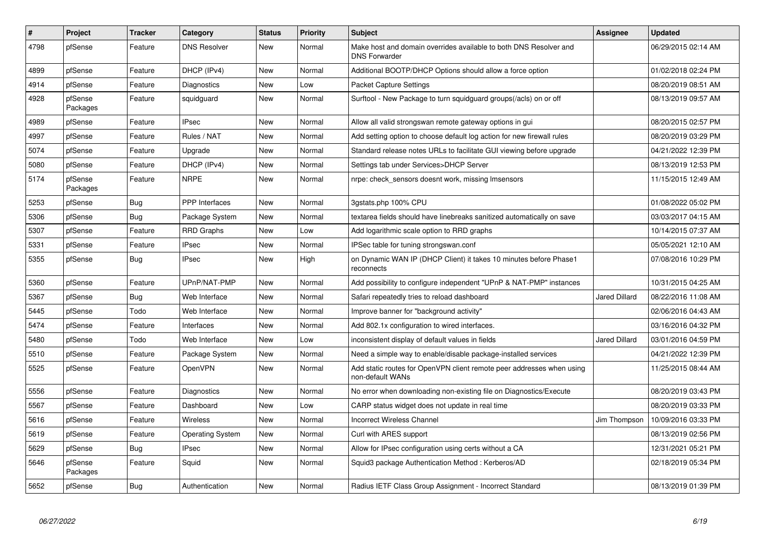| # | Project | Tracker | Category | Status | Priority | Subject | Assignee | Updated |
|---|---|---|---|---|---|---|---|---|
| 4798 | pfSense | Feature | DNS Resolver | New | Normal | Make host and domain overrides available to both DNS Resolver and DNS Forwarder | | 06/29/2015 02:14 AM |
| 4899 | pfSense | Feature | DHCP (IPv4) | New | Normal | Additional BOOTP/DHCP Options should allow a force option | | 01/02/2018 02:24 PM |
| 4914 | pfSense | Feature | Diagnostics | New | Low | Packet Capture Settings | | 08/20/2019 08:51 AM |
| 4928 | pfSense Packages | Feature | squidguard | New | Normal | Surftool - New Package to turn squidguard groups(/acls) on or off | | 08/13/2019 09:57 AM |
| 4989 | pfSense | Feature | IPsec | New | Normal | Allow all valid strongswan remote gateway options in gui | | 08/20/2015 02:57 PM |
| 4997 | pfSense | Feature | Rules / NAT | New | Normal | Add setting option to choose default log action for new firewall rules | | 08/20/2019 03:29 PM |
| 5074 | pfSense | Feature | Upgrade | New | Normal | Standard release notes URLs to facilitate GUI viewing before upgrade | | 04/21/2022 12:39 PM |
| 5080 | pfSense | Feature | DHCP (IPv4) | New | Normal | Settings tab under Services>DHCP Server | | 08/13/2019 12:53 PM |
| 5174 | pfSense Packages | Feature | NRPE | New | Normal | nrpe: check_sensors doesnt work, missing lmsensors | | 11/15/2015 12:49 AM |
| 5253 | pfSense | Bug | PPP Interfaces | New | Normal | 3gstats.php 100% CPU | | 01/08/2022 05:02 PM |
| 5306 | pfSense | Bug | Package System | New | Normal | textarea fields should have linebreaks sanitized automatically on save | | 03/03/2017 04:15 AM |
| 5307 | pfSense | Feature | RRD Graphs | New | Low | Add logarithmic scale option to RRD graphs | | 10/14/2015 07:37 AM |
| 5331 | pfSense | Feature | IPsec | New | Normal | IPSec table for tuning strongswan.conf | | 05/05/2021 12:10 AM |
| 5355 | pfSense | Bug | IPsec | New | High | on Dynamic WAN IP (DHCP Client) it takes 10 minutes before Phase1 reconnects | | 07/08/2016 10:29 PM |
| 5360 | pfSense | Feature | UPnP/NAT-PMP | New | Normal | Add possibility to configure independent "UPnP & NAT-PMP" instances | | 10/31/2015 04:25 AM |
| 5367 | pfSense | Bug | Web Interface | New | Normal | Safari repeatedly tries to reload dashboard | Jared Dillard | 08/22/2016 11:08 AM |
| 5445 | pfSense | Todo | Web Interface | New | Normal | Improve banner for "background activity" | | 02/06/2016 04:43 AM |
| 5474 | pfSense | Feature | Interfaces | New | Normal | Add 802.1x configuration to wired interfaces. | | 03/16/2016 04:32 PM |
| 5480 | pfSense | Todo | Web Interface | New | Low | inconsistent display of default values in fields | Jared Dillard | 03/01/2016 04:59 PM |
| 5510 | pfSense | Feature | Package System | New | Normal | Need a simple way to enable/disable package-installed services | | 04/21/2022 12:39 PM |
| 5525 | pfSense | Feature | OpenVPN | New | Normal | Add static routes for OpenVPN client remote peer addresses when using non-default WANs | | 11/25/2015 08:44 AM |
| 5556 | pfSense | Feature | Diagnostics | New | Normal | No error when downloading non-existing file on Diagnostics/Execute | | 08/20/2019 03:43 PM |
| 5567 | pfSense | Feature | Dashboard | New | Low | CARP status widget does not update in real time | | 08/20/2019 03:33 PM |
| 5616 | pfSense | Feature | Wireless | New | Normal | Incorrect Wireless Channel | Jim Thompson | 10/09/2016 03:33 PM |
| 5619 | pfSense | Feature | Operating System | New | Normal | Curl with ARES support | | 08/13/2019 02:56 PM |
| 5629 | pfSense | Bug | IPsec | New | Normal | Allow for IPsec configuration using certs without a CA | | 12/31/2021 05:21 PM |
| 5646 | pfSense Packages | Feature | Squid | New | Normal | Squid3 package Authentication Method : Kerberos/AD | | 02/18/2019 05:34 PM |
| 5652 | pfSense | Bug | Authentication | New | Normal | Radius IETF Class Group Assignment - Incorrect Standard | | 08/13/2019 01:39 PM |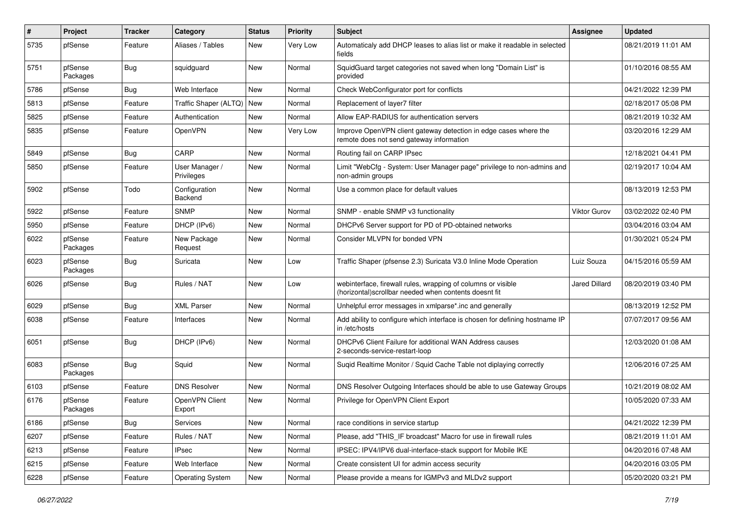| # | Project | Tracker | Category | Status | Priority | Subject | Assignee | Updated |
|---|---|---|---|---|---|---|---|---|
| 5735 | pfSense | Feature | Aliases / Tables | New | Very Low | Automaticaly add DHCP leases to alias list or make it readable in selected fields | | 08/21/2019 11:01 AM |
| 5751 | pfSense Packages | Bug | squidguard | New | Normal | SquidGuard target categories not saved when long "Domain List" is provided | | 01/10/2016 08:55 AM |
| 5786 | pfSense | Bug | Web Interface | New | Normal | Check WebConfigurator port for conflicts | | 04/21/2022 12:39 PM |
| 5813 | pfSense | Feature | Traffic Shaper (ALTQ) | New | Normal | Replacement of layer7 filter | | 02/18/2017 05:08 PM |
| 5825 | pfSense | Feature | Authentication | New | Normal | Allow EAP-RADIUS for authentication servers | | 08/21/2019 10:32 AM |
| 5835 | pfSense | Feature | OpenVPN | New | Very Low | Improve OpenVPN client gateway detection in edge cases where the remote does not send gateway information | | 03/20/2016 12:29 AM |
| 5849 | pfSense | Bug | CARP | New | Normal | Routing fail on CARP IPsec | | 12/18/2021 04:41 PM |
| 5850 | pfSense | Feature | User Manager / Privileges | New | Normal | Limit "WebCfg - System: User Manager page" privilege to non-admins and non-admin groups | | 02/19/2017 10:04 AM |
| 5902 | pfSense | Todo | Configuration Backend | New | Normal | Use a common place for default values | | 08/13/2019 12:53 PM |
| 5922 | pfSense | Feature | SNMP | New | Normal | SNMP - enable SNMP v3 functionality | Viktor Gurov | 03/02/2022 02:40 PM |
| 5950 | pfSense | Feature | DHCP (IPv6) | New | Normal | DHCPv6 Server support for PD of PD-obtained networks | | 03/04/2016 03:04 AM |
| 6022 | pfSense Packages | Feature | New Package Request | New | Normal | Consider MLVPN for bonded VPN | | 01/30/2021 05:24 PM |
| 6023 | pfSense Packages | Bug | Suricata | New | Low | Traffic Shaper (pfsense 2.3) Suricata V3.0 Inline Mode Operation | Luiz Souza | 04/15/2016 05:59 AM |
| 6026 | pfSense | Bug | Rules / NAT | New | Low | webinterface, firewall rules, wrapping of columns or visible (horizontal)scrollbar needed when contents doesnt fit | Jared Dillard | 08/20/2019 03:40 PM |
| 6029 | pfSense | Bug | XML Parser | New | Normal | Unhelpful error messages in xmlparse*.inc and generally | | 08/13/2019 12:52 PM |
| 6038 | pfSense | Feature | Interfaces | New | Normal | Add ability to configure which interface is chosen for defining hostname IP in /etc/hosts | | 07/07/2017 09:56 AM |
| 6051 | pfSense | Bug | DHCP (IPv6) | New | Normal | DHCPv6 Client Failure for additional WAN Address causes 2-seconds-service-restart-loop | | 12/03/2020 01:08 AM |
| 6083 | pfSense Packages | Bug | Squid | New | Normal | Suqid Realtime Monitor / Squid Cache Table not diplaying correctly | | 12/06/2016 07:25 AM |
| 6103 | pfSense | Feature | DNS Resolver | New | Normal | DNS Resolver Outgoing Interfaces should be able to use Gateway Groups | | 10/21/2019 08:02 AM |
| 6176 | pfSense Packages | Feature | OpenVPN Client Export | New | Normal | Privilege for OpenVPN Client Export | | 10/05/2020 07:33 AM |
| 6186 | pfSense | Bug | Services | New | Normal | race conditions in service startup | | 04/21/2022 12:39 PM |
| 6207 | pfSense | Feature | Rules / NAT | New | Normal | Please, add "THIS_IF broadcast" Macro for use in firewall rules | | 08/21/2019 11:01 AM |
| 6213 | pfSense | Feature | IPsec | New | Normal | IPSEC: IPV4/IPV6 dual-interface-stack support for Mobile IKE | | 04/20/2016 07:48 AM |
| 6215 | pfSense | Feature | Web Interface | New | Normal | Create consistent UI for admin access security | | 04/20/2016 03:05 PM |
| 6228 | pfSense | Feature | Operating System | New | Normal | Please provide a means for IGMPv3 and MLDv2 support | | 05/20/2020 03:21 PM |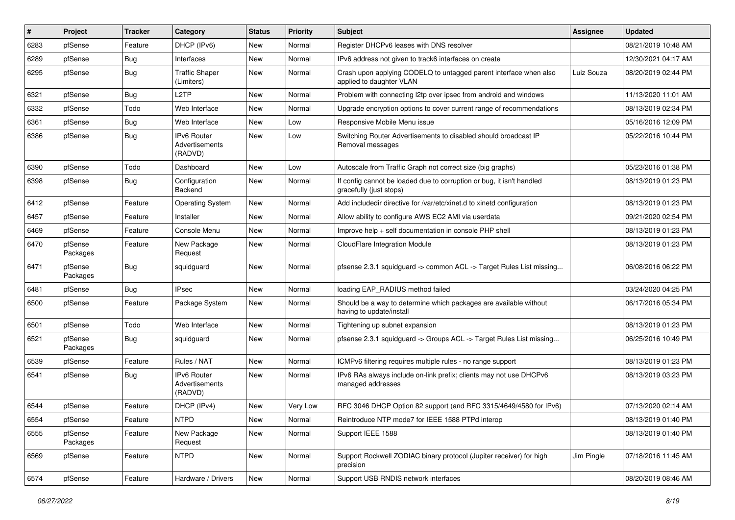| # | Project | Tracker | Category | Status | Priority | Subject | Assignee | Updated |
|---|---|---|---|---|---|---|---|---|
| 6283 | pfSense | Feature | DHCP (IPv6) | New | Normal | Register DHCPv6 leases with DNS resolver | | 08/21/2019 10:48 AM |
| 6289 | pfSense | Bug | Interfaces | New | Normal | IPv6 address not given to track6 interfaces on create | | 12/30/2021 04:17 AM |
| 6295 | pfSense | Bug | Traffic Shaper (Limiters) | New | Normal | Crash upon applying CODELQ to untagged parent interface when also applied to daughter VLAN | Luiz Souza | 08/20/2019 02:44 PM |
| 6321 | pfSense | Bug | L2TP | New | Normal | Problem with connecting l2tp over ipsec from android and windows | | 11/13/2020 11:01 AM |
| 6332 | pfSense | Todo | Web Interface | New | Normal | Upgrade encryption options to cover current range of recommendations | | 08/13/2019 02:34 PM |
| 6361 | pfSense | Bug | Web Interface | New | Low | Responsive Mobile Menu issue | | 05/16/2016 12:09 PM |
| 6386 | pfSense | Bug | IPv6 Router Advertisements (RADVD) | New | Low | Switching Router Advertisements to disabled should broadcast IP Removal messages | | 05/22/2016 10:44 PM |
| 6390 | pfSense | Todo | Dashboard | New | Low | Autoscale from Traffic Graph not correct size (big graphs) | | 05/23/2016 01:38 PM |
| 6398 | pfSense | Bug | Configuration Backend | New | Normal | If config cannot be loaded due to corruption or bug, it isn't handled gracefully (just stops) | | 08/13/2019 01:23 PM |
| 6412 | pfSense | Feature | Operating System | New | Normal | Add includedir directive for /var/etc/xinet.d to xinetd configuration | | 08/13/2019 01:23 PM |
| 6457 | pfSense | Feature | Installer | New | Normal | Allow ability to configure AWS EC2 AMI via userdata | | 09/21/2020 02:54 PM |
| 6469 | pfSense | Feature | Console Menu | New | Normal | Improve help + self documentation in console PHP shell | | 08/13/2019 01:23 PM |
| 6470 | pfSense Packages | Feature | New Package Request | New | Normal | CloudFlare Integration Module | | 08/13/2019 01:23 PM |
| 6471 | pfSense Packages | Bug | squidguard | New | Normal | pfsense 2.3.1 squidguard -> common ACL -> Target Rules List missing... | | 06/08/2016 06:22 PM |
| 6481 | pfSense | Bug | IPsec | New | Normal | loading EAP_RADIUS method failed | | 03/24/2020 04:25 PM |
| 6500 | pfSense | Feature | Package System | New | Normal | Should be a way to determine which packages are available without having to update/install | | 06/17/2016 05:34 PM |
| 6501 | pfSense | Todo | Web Interface | New | Normal | Tightening up subnet expansion | | 08/13/2019 01:23 PM |
| 6521 | pfSense Packages | Bug | squidguard | New | Normal | pfsense 2.3.1 squidguard -> Groups ACL -> Target Rules List missing... | | 06/25/2016 10:49 PM |
| 6539 | pfSense | Feature | Rules / NAT | New | Normal | ICMPv6 filtering requires multiple rules - no range support | | 08/13/2019 01:23 PM |
| 6541 | pfSense | Bug | IPv6 Router Advertisements (RADVD) | New | Normal | IPv6 RAs always include on-link prefix; clients may not use DHCPv6 managed addresses | | 08/13/2019 03:23 PM |
| 6544 | pfSense | Feature | DHCP (IPv4) | New | Very Low | RFC 3046 DHCP Option 82 support (and RFC 3315/4649/4580 for IPv6) | | 07/13/2020 02:14 AM |
| 6554 | pfSense | Feature | NTPD | New | Normal | Reintroduce NTP mode7 for IEEE 1588 PTPd interop | | 08/13/2019 01:40 PM |
| 6555 | pfSense Packages | Feature | New Package Request | New | Normal | Support IEEE 1588 | | 08/13/2019 01:40 PM |
| 6569 | pfSense | Feature | NTPD | New | Normal | Support Rockwell ZODIAC binary protocol (Jupiter receiver) for high precision | Jim Pingle | 07/18/2016 11:45 AM |
| 6574 | pfSense | Feature | Hardware / Drivers | New | Normal | Support USB RNDIS network interfaces | | 08/20/2019 08:46 AM |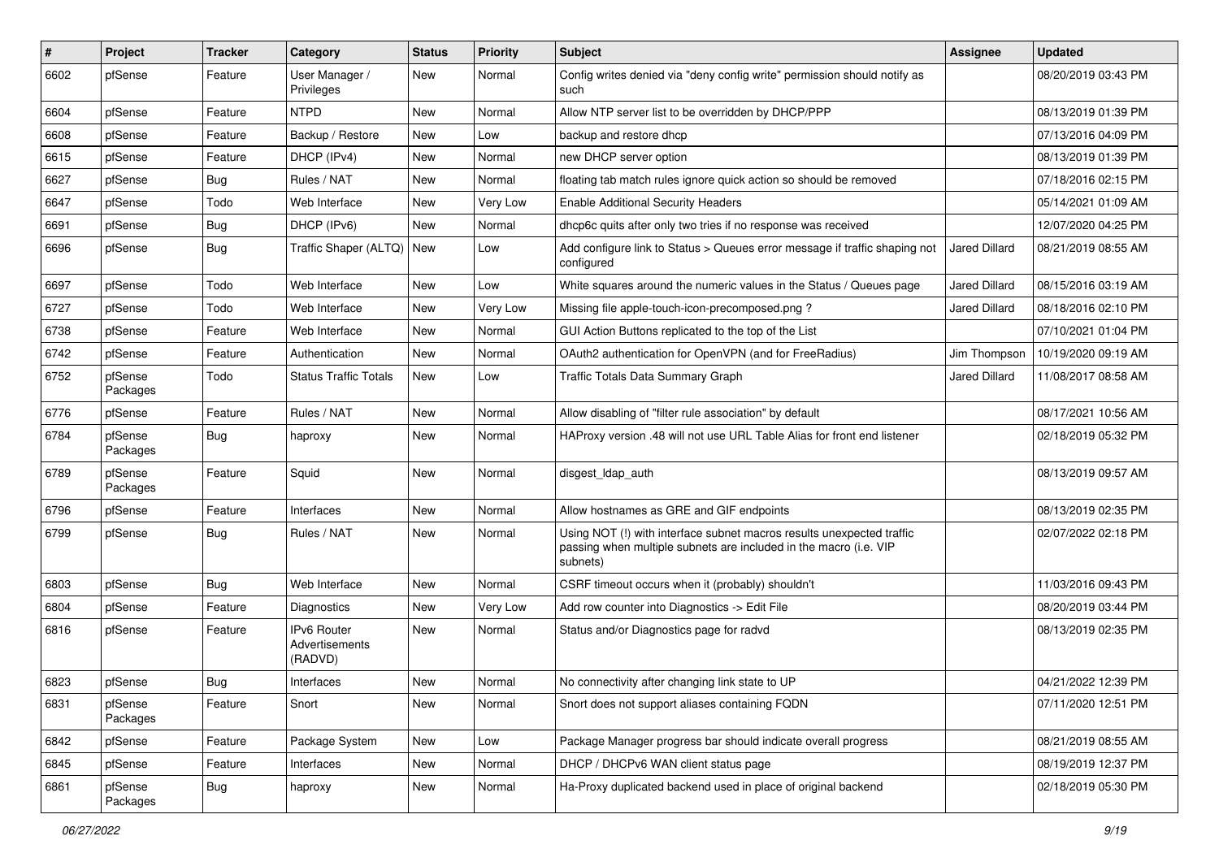| # | Project | Tracker | Category | Status | Priority | Subject | Assignee | Updated |
|---|---|---|---|---|---|---|---|---|
| 6602 | pfSense | Feature | User Manager / Privileges | New | Normal | Config writes denied via "deny config write" permission should notify as such | | 08/20/2019 03:43 PM |
| 6604 | pfSense | Feature | NTPD | New | Normal | Allow NTP server list to be overridden by DHCP/PPP | | 08/13/2019 01:39 PM |
| 6608 | pfSense | Feature | Backup / Restore | New | Low | backup and restore dhcp | | 07/13/2016 04:09 PM |
| 6615 | pfSense | Feature | DHCP (IPv4) | New | Normal | new DHCP server option | | 08/13/2019 01:39 PM |
| 6627 | pfSense | Bug | Rules / NAT | New | Normal | floating tab match rules ignore quick action so should be removed | | 07/18/2016 02:15 PM |
| 6647 | pfSense | Todo | Web Interface | New | Very Low | Enable Additional Security Headers | | 05/14/2021 01:09 AM |
| 6691 | pfSense | Bug | DHCP (IPv6) | New | Normal | dhcp6c quits after only two tries if no response was received | | 12/07/2020 04:25 PM |
| 6696 | pfSense | Bug | Traffic Shaper (ALTQ) | New | Low | Add configure link to Status > Queues error message if traffic shaping not configured | Jared Dillard | 08/21/2019 08:55 AM |
| 6697 | pfSense | Todo | Web Interface | New | Low | White squares around the numeric values in the Status / Queues page | Jared Dillard | 08/15/2016 03:19 AM |
| 6727 | pfSense | Todo | Web Interface | New | Very Low | Missing file apple-touch-icon-precomposed.png ? | Jared Dillard | 08/18/2016 02:10 PM |
| 6738 | pfSense | Feature | Web Interface | New | Normal | GUI Action Buttons replicated to the top of the List | | 07/10/2021 01:04 PM |
| 6742 | pfSense | Feature | Authentication | New | Normal | OAuth2 authentication for OpenVPN (and for FreeRadius) | Jim Thompson | 10/19/2020 09:19 AM |
| 6752 | pfSense Packages | Todo | Status Traffic Totals | New | Low | Traffic Totals Data Summary Graph | Jared Dillard | 11/08/2017 08:58 AM |
| 6776 | pfSense | Feature | Rules / NAT | New | Normal | Allow disabling of "filter rule association" by default | | 08/17/2021 10:56 AM |
| 6784 | pfSense Packages | Bug | haproxy | New | Normal | HAProxy version .48 will not use URL Table Alias for front end listener | | 02/18/2019 05:32 PM |
| 6789 | pfSense Packages | Feature | Squid | New | Normal | disgest_ldap_auth | | 08/13/2019 09:57 AM |
| 6796 | pfSense | Feature | Interfaces | New | Normal | Allow hostnames as GRE and GIF endpoints | | 08/13/2019 02:35 PM |
| 6799 | pfSense | Bug | Rules / NAT | New | Normal | Using NOT (!) with interface subnet macros results unexpected traffic passing when multiple subnets are included in the macro (i.e. VIP subnets) | | 02/07/2022 02:18 PM |
| 6803 | pfSense | Bug | Web Interface | New | Normal | CSRF timeout occurs when it (probably) shouldn't | | 11/03/2016 09:43 PM |
| 6804 | pfSense | Feature | Diagnostics | New | Very Low | Add row counter into Diagnostics -> Edit File | | 08/20/2019 03:44 PM |
| 6816 | pfSense | Feature | IPv6 Router Advertisements (RADVD) | New | Normal | Status and/or Diagnostics page for radvd | | 08/13/2019 02:35 PM |
| 6823 | pfSense | Bug | Interfaces | New | Normal | No connectivity after changing link state to UP | | 04/21/2022 12:39 PM |
| 6831 | pfSense Packages | Feature | Snort | New | Normal | Snort does not support aliases containing FQDN | | 07/11/2020 12:51 PM |
| 6842 | pfSense | Feature | Package System | New | Low | Package Manager progress bar should indicate overall progress | | 08/21/2019 08:55 AM |
| 6845 | pfSense | Feature | Interfaces | New | Normal | DHCP / DHCPv6 WAN client status page | | 08/19/2019 12:37 PM |
| 6861 | pfSense Packages | Bug | haproxy | New | Normal | Ha-Proxy duplicated backend used in place of original backend | | 02/18/2019 05:30 PM |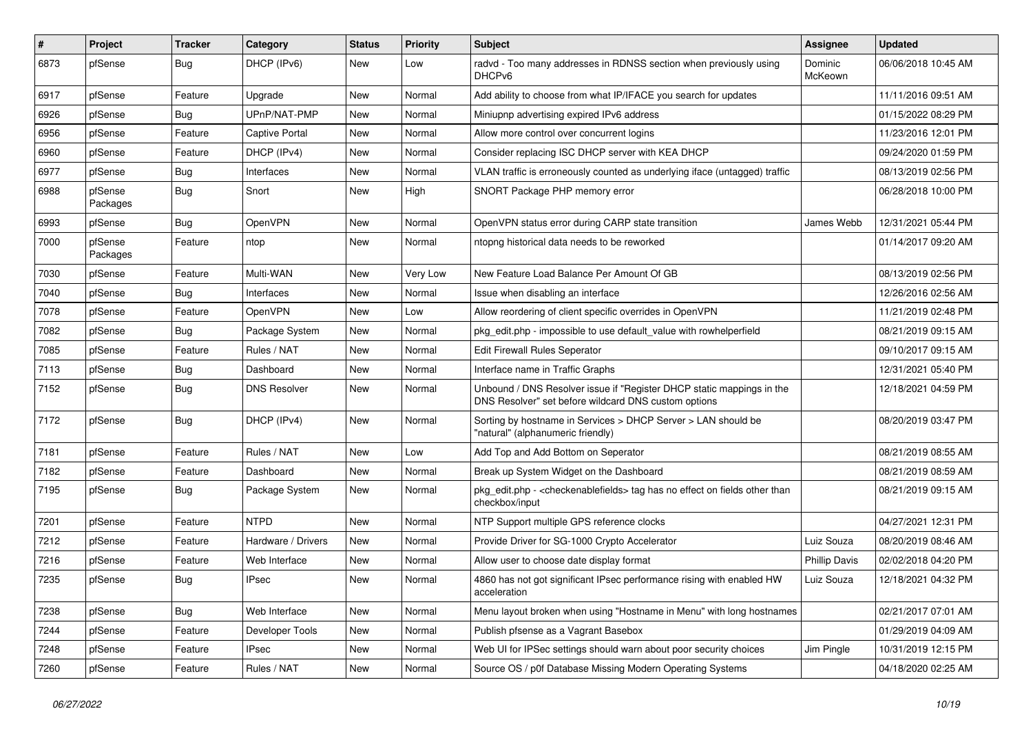| # | Project | Tracker | Category | Status | Priority | Subject | Assignee | Updated |
|---|---|---|---|---|---|---|---|---|
| 6873 | pfSense | Bug | DHCP (IPv6) | New | Low | radvd - Too many addresses in RDNSS section when previously using DHCPv6 | Dominic McKeown | 06/06/2018 10:45 AM |
| 6917 | pfSense | Feature | Upgrade | New | Normal | Add ability to choose from what IP/IFACE you search for updates | | 11/11/2016 09:51 AM |
| 6926 | pfSense | Bug | UPnP/NAT-PMP | New | Normal | Miniupnp advertising expired IPv6 address | | 01/15/2022 08:29 PM |
| 6956 | pfSense | Feature | Captive Portal | New | Normal | Allow more control over concurrent logins | | 11/23/2016 12:01 PM |
| 6960 | pfSense | Feature | DHCP (IPv4) | New | Normal | Consider replacing ISC DHCP server with KEA DHCP | | 09/24/2020 01:59 PM |
| 6977 | pfSense | Bug | Interfaces | New | Normal | VLAN traffic is erroneously counted as underlying iface (untagged) traffic | | 08/13/2019 02:56 PM |
| 6988 | pfSense Packages | Bug | Snort | New | High | SNORT Package PHP memory error | | 06/28/2018 10:00 PM |
| 6993 | pfSense | Bug | OpenVPN | New | Normal | OpenVPN status error during CARP state transition | James Webb | 12/31/2021 05:44 PM |
| 7000 | pfSense Packages | Feature | ntop | New | Normal | ntopng historical data needs to be reworked | | 01/14/2017 09:20 AM |
| 7030 | pfSense | Feature | Multi-WAN | New | Very Low | New Feature Load Balance Per Amount Of GB | | 08/13/2019 02:56 PM |
| 7040 | pfSense | Bug | Interfaces | New | Normal | Issue when disabling an interface | | 12/26/2016 02:56 AM |
| 7078 | pfSense | Feature | OpenVPN | New | Low | Allow reordering of client specific overrides in OpenVPN | | 11/21/2019 02:48 PM |
| 7082 | pfSense | Bug | Package System | New | Normal | pkg_edit.php - impossible to use default_value with rowhelperfield | | 08/21/2019 09:15 AM |
| 7085 | pfSense | Feature | Rules / NAT | New | Normal | Edit Firewall Rules Seperator | | 09/10/2017 09:15 AM |
| 7113 | pfSense | Bug | Dashboard | New | Normal | Interface name in Traffic Graphs | | 12/31/2021 05:40 PM |
| 7152 | pfSense | Bug | DNS Resolver | New | Normal | Unbound / DNS Resolver issue if "Register DHCP static mappings in the DNS Resolver" set before wildcard DNS custom options | | 12/18/2021 04:59 PM |
| 7172 | pfSense | Bug | DHCP (IPv4) | New | Normal | Sorting by hostname in Services > DHCP Server > LAN should be "natural" (alphanumeric friendly) | | 08/20/2019 03:47 PM |
| 7181 | pfSense | Feature | Rules / NAT | New | Low | Add Top and Add Bottom on Seperator | | 08/21/2019 08:55 AM |
| 7182 | pfSense | Feature | Dashboard | New | Normal | Break up System Widget on the Dashboard | | 08/21/2019 08:59 AM |
| 7195 | pfSense | Bug | Package System | New | Normal | pkg_edit.php - <checkenablefields> tag has no effect on fields other than checkbox/input | | 08/21/2019 09:15 AM |
| 7201 | pfSense | Feature | NTPD | New | Normal | NTP Support multiple GPS reference clocks | | 04/27/2021 12:31 PM |
| 7212 | pfSense | Feature | Hardware / Drivers | New | Normal | Provide Driver for SG-1000 Crypto Accelerator | Luiz Souza | 08/20/2019 08:46 AM |
| 7216 | pfSense | Feature | Web Interface | New | Normal | Allow user to choose date display format | Phillip Davis | 02/02/2018 04:20 PM |
| 7235 | pfSense | Bug | IPsec | New | Normal | 4860 has not got significant IPsec performance rising with enabled HW acceleration | Luiz Souza | 12/18/2021 04:32 PM |
| 7238 | pfSense | Bug | Web Interface | New | Normal | Menu layout broken when using "Hostname in Menu" with long hostnames | | 02/21/2017 07:01 AM |
| 7244 | pfSense | Feature | Developer Tools | New | Normal | Publish pfsense as a Vagrant Basebox | | 01/29/2019 04:09 AM |
| 7248 | pfSense | Feature | IPsec | New | Normal | Web UI for IPSec settings should warn about poor security choices | Jim Pingle | 10/31/2019 12:15 PM |
| 7260 | pfSense | Feature | Rules / NAT | New | Normal | Source OS / p0f Database Missing Modern Operating Systems | | 04/18/2020 02:25 AM |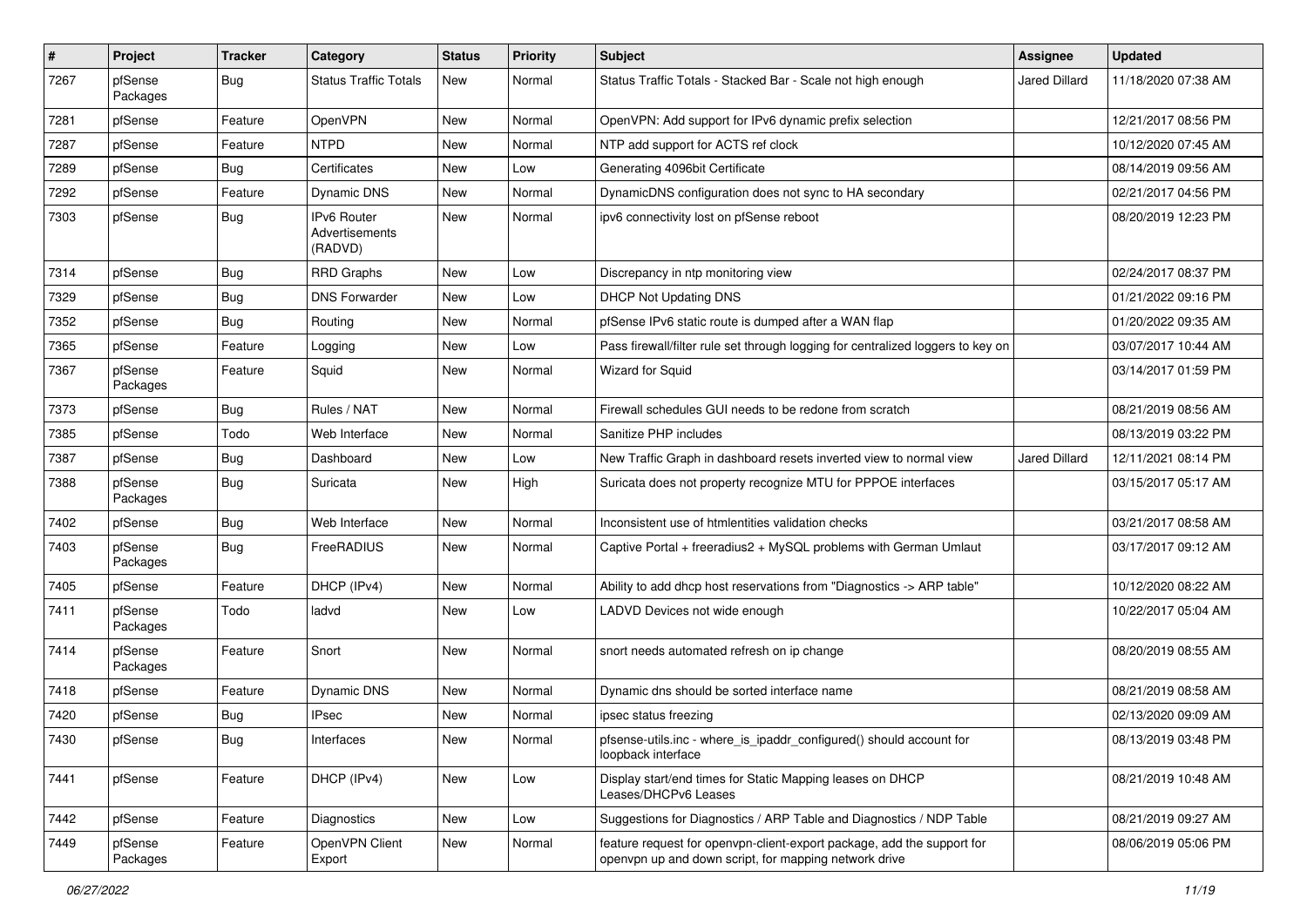| # | Project | Tracker | Category | Status | Priority | Subject | Assignee | Updated |
|---|---|---|---|---|---|---|---|---|
| 7267 | pfSense Packages | Bug | Status Traffic Totals | New | Normal | Status Traffic Totals - Stacked Bar - Scale not high enough | Jared Dillard | 11/18/2020 07:38 AM |
| 7281 | pfSense | Feature | OpenVPN | New | Normal | OpenVPN: Add support for IPv6 dynamic prefix selection | | 12/21/2017 08:56 PM |
| 7287 | pfSense | Feature | NTPD | New | Normal | NTP add support for ACTS ref clock | | 10/12/2020 07:45 AM |
| 7289 | pfSense | Bug | Certificates | New | Low | Generating 4096bit Certificate | | 08/14/2019 09:56 AM |
| 7292 | pfSense | Feature | Dynamic DNS | New | Normal | DynamicDNS configuration does not sync to HA secondary | | 02/21/2017 04:56 PM |
| 7303 | pfSense | Bug | IPv6 Router Advertisements (RADVD) | New | Normal | ipv6 connectivity lost on pfSense reboot | | 08/20/2019 12:23 PM |
| 7314 | pfSense | Bug | RRD Graphs | New | Low | Discrepancy in ntp monitoring view | | 02/24/2017 08:37 PM |
| 7329 | pfSense | Bug | DNS Forwarder | New | Low | DHCP Not Updating DNS | | 01/21/2022 09:16 PM |
| 7352 | pfSense | Bug | Routing | New | Normal | pfSense IPv6 static route is dumped after a WAN flap | | 01/20/2022 09:35 AM |
| 7365 | pfSense | Feature | Logging | New | Low | Pass firewall/filter rule set through logging for centralized loggers to key on | | 03/07/2017 10:44 AM |
| 7367 | pfSense Packages | Feature | Squid | New | Normal | Wizard for Squid | | 03/14/2017 01:59 PM |
| 7373 | pfSense | Bug | Rules / NAT | New | Normal | Firewall schedules GUI needs to be redone from scratch | | 08/21/2019 08:56 AM |
| 7385 | pfSense | Todo | Web Interface | New | Normal | Sanitize PHP includes | | 08/13/2019 03:22 PM |
| 7387 | pfSense | Bug | Dashboard | New | Low | New Traffic Graph in dashboard resets inverted view to normal view | Jared Dillard | 12/11/2021 08:14 PM |
| 7388 | pfSense Packages | Bug | Suricata | New | High | Suricata does not property recognize MTU for PPPOE interfaces | | 03/15/2017 05:17 AM |
| 7402 | pfSense | Bug | Web Interface | New | Normal | Inconsistent use of htmlentities validation checks | | 03/21/2017 08:58 AM |
| 7403 | pfSense Packages | Bug | FreeRADIUS | New | Normal | Captive Portal + freeradius2 + MySQL problems with German Umlaut | | 03/17/2017 09:12 AM |
| 7405 | pfSense | Feature | DHCP (IPv4) | New | Normal | Ability to add dhcp host reservations from "Diagnostics -> ARP table" | | 10/12/2020 08:22 AM |
| 7411 | pfSense Packages | Todo | ladvd | New | Low | LADVD Devices not wide enough | | 10/22/2017 05:04 AM |
| 7414 | pfSense Packages | Feature | Snort | New | Normal | snort needs automated refresh on ip change | | 08/20/2019 08:55 AM |
| 7418 | pfSense | Feature | Dynamic DNS | New | Normal | Dynamic dns should be sorted interface name | | 08/21/2019 08:58 AM |
| 7420 | pfSense | Bug | IPsec | New | Normal | ipsec status freezing | | 02/13/2020 09:09 AM |
| 7430 | pfSense | Bug | Interfaces | New | Normal | pfsense-utils.inc - where_is_ipaddr_configured() should account for loopback interface | | 08/13/2019 03:48 PM |
| 7441 | pfSense | Feature | DHCP (IPv4) | New | Low | Display start/end times for Static Mapping leases on DHCP Leases/DHCPv6 Leases | | 08/21/2019 10:48 AM |
| 7442 | pfSense | Feature | Diagnostics | New | Low | Suggestions for Diagnostics / ARP Table and Diagnostics / NDP Table | | 08/21/2019 09:27 AM |
| 7449 | pfSense Packages | Feature | OpenVPN Client Export | New | Normal | feature request for openvpn-client-export package, add the support for openvpn up and down script, for mapping network drive | | 08/06/2019 05:06 PM |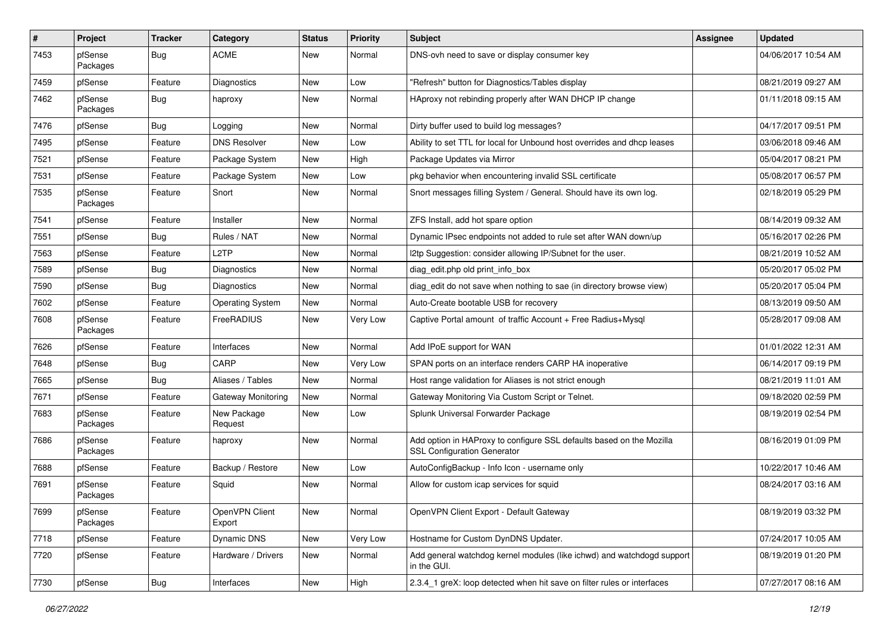| # | Project | Tracker | Category | Status | Priority | Subject | Assignee | Updated |
|---|---|---|---|---|---|---|---|---|
| 7453 | pfSense Packages | Bug | ACME | New | Normal | DNS-ovh need to save or display consumer key | | 04/06/2017 10:54 AM |
| 7459 | pfSense | Feature | Diagnostics | New | Low | "Refresh" button for Diagnostics/Tables display | | 08/21/2019 09:27 AM |
| 7462 | pfSense Packages | Bug | haproxy | New | Normal | HAproxy not rebinding properly after WAN DHCP IP change | | 01/11/2018 09:15 AM |
| 7476 | pfSense | Bug | Logging | New | Normal | Dirty buffer used to build log messages? | | 04/17/2017 09:51 PM |
| 7495 | pfSense | Feature | DNS Resolver | New | Low | Ability to set TTL for local for Unbound host overrides and dhcp leases | | 03/06/2018 09:46 AM |
| 7521 | pfSense | Feature | Package System | New | High | Package Updates via Mirror | | 05/04/2017 08:21 PM |
| 7531 | pfSense | Feature | Package System | New | Low | pkg behavior when encountering invalid SSL certificate | | 05/08/2017 06:57 PM |
| 7535 | pfSense Packages | Feature | Snort | New | Normal | Snort messages filling System / General. Should have its own log. | | 02/18/2019 05:29 PM |
| 7541 | pfSense | Feature | Installer | New | Normal | ZFS Install, add hot spare option | | 08/14/2019 09:32 AM |
| 7551 | pfSense | Bug | Rules / NAT | New | Normal | Dynamic IPsec endpoints not added to rule set after WAN down/up | | 05/16/2017 02:26 PM |
| 7563 | pfSense | Feature | L2TP | New | Normal | l2tp Suggestion: consider allowing IP/Subnet for the user. | | 08/21/2019 10:52 AM |
| 7589 | pfSense | Bug | Diagnostics | New | Normal | diag_edit.php old print_info_box | | 05/20/2017 05:02 PM |
| 7590 | pfSense | Bug | Diagnostics | New | Normal | diag_edit do not save when nothing to sae (in directory browse view) | | 05/20/2017 05:04 PM |
| 7602 | pfSense | Feature | Operating System | New | Normal | Auto-Create bootable USB for recovery | | 08/13/2019 09:50 AM |
| 7608 | pfSense Packages | Feature | FreeRADIUS | New | Very Low | Captive Portal amount of traffic Account + Free Radius+Mysql | | 05/28/2017 09:08 AM |
| 7626 | pfSense | Feature | Interfaces | New | Normal | Add IPoE support for WAN | | 01/01/2022 12:31 AM |
| 7648 | pfSense | Bug | CARP | New | Very Low | SPAN ports on an interface renders CARP HA inoperative | | 06/14/2017 09:19 PM |
| 7665 | pfSense | Bug | Aliases / Tables | New | Normal | Host range validation for Aliases is not strict enough | | 08/21/2019 11:01 AM |
| 7671 | pfSense | Feature | Gateway Monitoring | New | Normal | Gateway Monitoring Via Custom Script or Telnet. | | 09/18/2020 02:59 PM |
| 7683 | pfSense Packages | Feature | New Package Request | New | Low | Splunk Universal Forwarder Package | | 08/19/2019 02:54 PM |
| 7686 | pfSense Packages | Feature | haproxy | New | Normal | Add option in HAProxy to configure SSL defaults based on the Mozilla SSL Configuration Generator | | 08/16/2019 01:09 PM |
| 7688 | pfSense | Feature | Backup / Restore | New | Low | AutoConfigBackup - Info Icon - username only | | 10/22/2017 10:46 AM |
| 7691 | pfSense Packages | Feature | Squid | New | Normal | Allow for custom icap services for squid | | 08/24/2017 03:16 AM |
| 7699 | pfSense Packages | Feature | OpenVPN Client Export | New | Normal | OpenVPN Client Export - Default Gateway | | 08/19/2019 03:32 PM |
| 7718 | pfSense | Feature | Dynamic DNS | New | Very Low | Hostname for Custom DynDNS Updater. | | 07/24/2017 10:05 AM |
| 7720 | pfSense | Feature | Hardware / Drivers | New | Normal | Add general watchdog kernel modules (like ichwd) and watchdogd support in the GUI. | | 08/19/2019 01:20 PM |
| 7730 | pfSense | Bug | Interfaces | New | High | 2.3.4_1 greX: loop detected when hit save on filter rules or interfaces | | 07/27/2017 08:16 AM |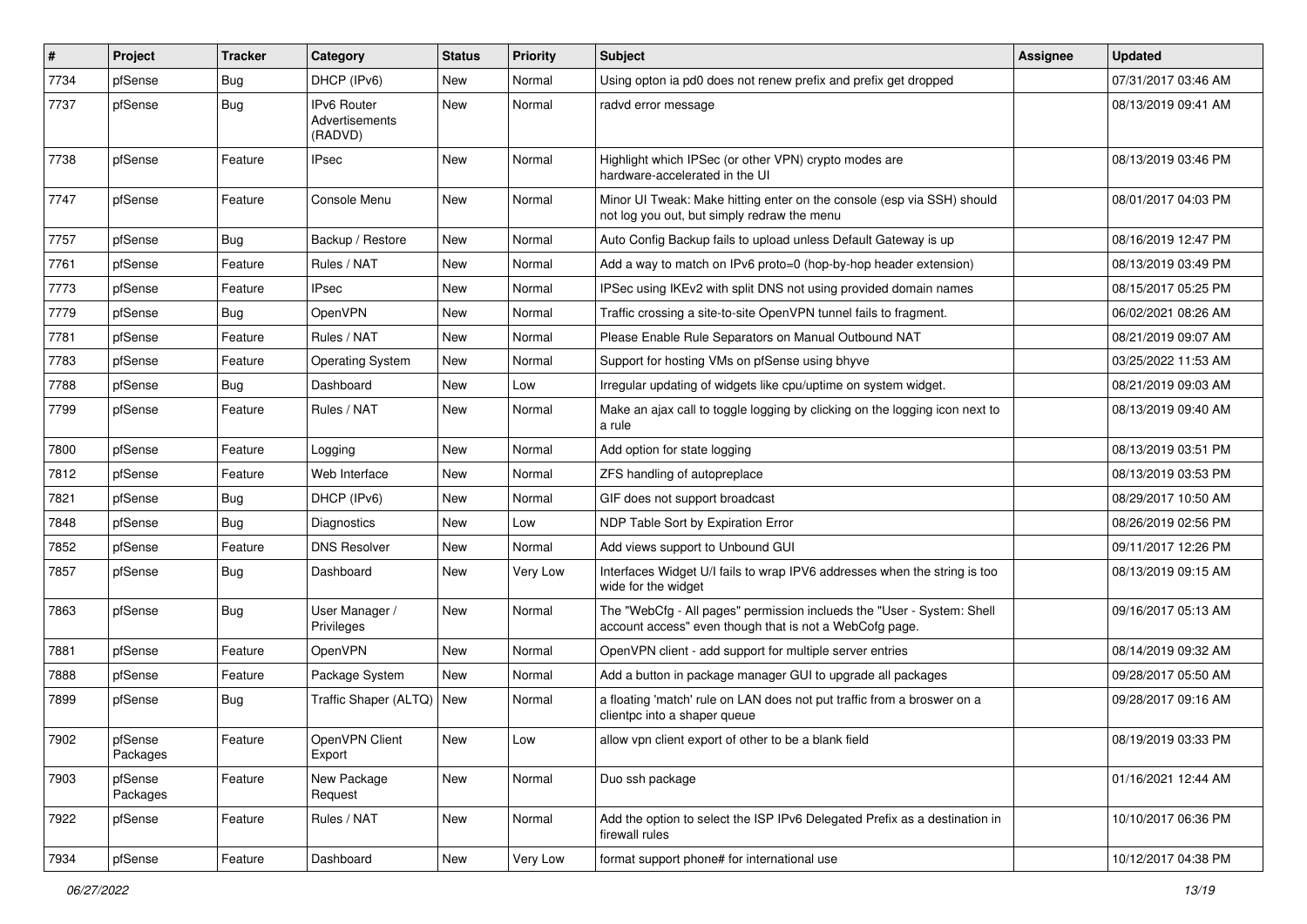| # | Project | Tracker | Category | Status | Priority | Subject | Assignee | Updated |
|---|---|---|---|---|---|---|---|---|
| 7734 | pfSense | Bug | DHCP (IPv6) | New | Normal | Using opton ia pd0 does not renew prefix and prefix get dropped | | 07/31/2017 03:46 AM |
| 7737 | pfSense | Bug | IPv6 Router Advertisements (RADVD) | New | Normal | radvd error message | | 08/13/2019 09:41 AM |
| 7738 | pfSense | Feature | IPsec | New | Normal | Highlight which IPSec (or other VPN) crypto modes are hardware-accelerated in the UI | | 08/13/2019 03:46 PM |
| 7747 | pfSense | Feature | Console Menu | New | Normal | Minor UI Tweak: Make hitting enter on the console (esp via SSH) should not log you out, but simply redraw the menu | | 08/01/2017 04:03 PM |
| 7757 | pfSense | Bug | Backup / Restore | New | Normal | Auto Config Backup fails to upload unless Default Gateway is up | | 08/16/2019 12:47 PM |
| 7761 | pfSense | Feature | Rules / NAT | New | Normal | Add a way to match on IPv6 proto=0 (hop-by-hop header extension) | | 08/13/2019 03:49 PM |
| 7773 | pfSense | Feature | IPsec | New | Normal | IPSec using IKEv2 with split DNS not using provided domain names | | 08/15/2017 05:25 PM |
| 7779 | pfSense | Bug | OpenVPN | New | Normal | Traffic crossing a site-to-site OpenVPN tunnel fails to fragment. | | 06/02/2021 08:26 AM |
| 7781 | pfSense | Feature | Rules / NAT | New | Normal | Please Enable Rule Separators on Manual Outbound NAT | | 08/21/2019 09:07 AM |
| 7783 | pfSense | Feature | Operating System | New | Normal | Support for hosting VMs on pfSense using bhyve | | 03/25/2022 11:53 AM |
| 7788 | pfSense | Bug | Dashboard | New | Low | Irregular updating of widgets like cpu/uptime on system widget. | | 08/21/2019 09:03 AM |
| 7799 | pfSense | Feature | Rules / NAT | New | Normal | Make an ajax call to toggle logging by clicking on the logging icon next to a rule | | 08/13/2019 09:40 AM |
| 7800 | pfSense | Feature | Logging | New | Normal | Add option for state logging | | 08/13/2019 03:51 PM |
| 7812 | pfSense | Feature | Web Interface | New | Normal | ZFS handling of autopreplace | | 08/13/2019 03:53 PM |
| 7821 | pfSense | Bug | DHCP (IPv6) | New | Normal | GIF does not support broadcast | | 08/29/2017 10:50 AM |
| 7848 | pfSense | Bug | Diagnostics | New | Low | NDP Table Sort by Expiration Error | | 08/26/2019 02:56 PM |
| 7852 | pfSense | Feature | DNS Resolver | New | Normal | Add views support to Unbound GUI | | 09/11/2017 12:26 PM |
| 7857 | pfSense | Bug | Dashboard | New | Very Low | Interfaces Widget U/I fails to wrap IPV6 addresses when the string is too wide for the widget | | 08/13/2019 09:15 AM |
| 7863 | pfSense | Bug | User Manager / Privileges | New | Normal | The "WebCfg - All pages" permission inclueds the "User - System: Shell account access" even though that is not a WebCofg page. | | 09/16/2017 05:13 AM |
| 7881 | pfSense | Feature | OpenVPN | New | Normal | OpenVPN client - add support for multiple server entries | | 08/14/2019 09:32 AM |
| 7888 | pfSense | Feature | Package System | New | Normal | Add a button in package manager GUI to upgrade all packages | | 09/28/2017 05:50 AM |
| 7899 | pfSense | Bug | Traffic Shaper (ALTQ) | New | Normal | a floating 'match' rule on LAN does not put traffic from a broswer on a clientpc into a shaper queue | | 09/28/2017 09:16 AM |
| 7902 | pfSense Packages | Feature | OpenVPN Client Export | New | Low | allow vpn client export of other to be a blank field | | 08/19/2019 03:33 PM |
| 7903 | pfSense Packages | Feature | New Package Request | New | Normal | Duo ssh package | | 01/16/2021 12:44 AM |
| 7922 | pfSense | Feature | Rules / NAT | New | Normal | Add the option to select the ISP IPv6 Delegated Prefix as a destination in firewall rules | | 10/10/2017 06:36 PM |
| 7934 | pfSense | Feature | Dashboard | New | Very Low | format support phone# for international use | | 10/12/2017 04:38 PM |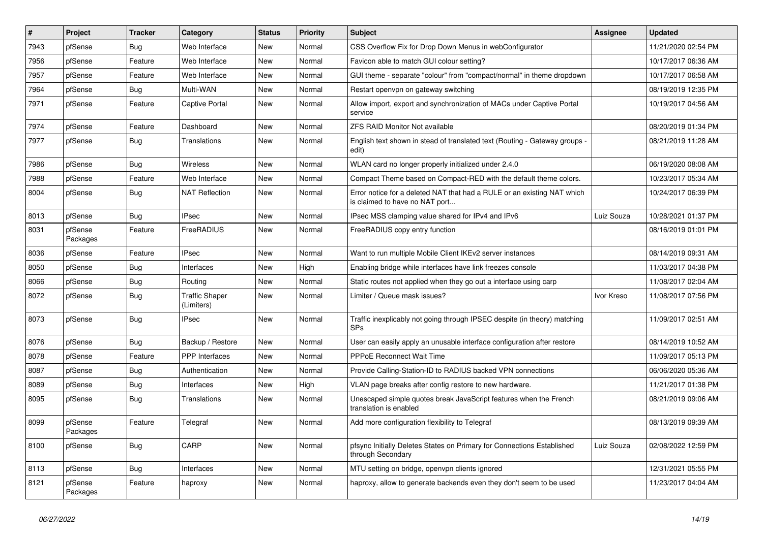| # | Project | Tracker | Category | Status | Priority | Subject | Assignee | Updated |
|---|---|---|---|---|---|---|---|---|
| 7943 | pfSense | Bug | Web Interface | New | Normal | CSS Overflow Fix for Drop Down Menus in webConfigurator | | 11/21/2020 02:54 PM |
| 7956 | pfSense | Feature | Web Interface | New | Normal | Favicon able to match GUI colour setting? | | 10/17/2017 06:36 AM |
| 7957 | pfSense | Feature | Web Interface | New | Normal | GUI theme - separate "colour" from "compact/normal" in theme dropdown | | 10/17/2017 06:58 AM |
| 7964 | pfSense | Bug | Multi-WAN | New | Normal | Restart openvpn on gateway switching | | 08/19/2019 12:35 PM |
| 7971 | pfSense | Feature | Captive Portal | New | Normal | Allow import, export and synchronization of MACs under Captive Portal service | | 10/19/2017 04:56 AM |
| 7974 | pfSense | Feature | Dashboard | New | Normal | ZFS RAID Monitor Not available | | 08/20/2019 01:34 PM |
| 7977 | pfSense | Bug | Translations | New | Normal | English text shown in stead of translated text (Routing - Gateway groups - edit) | | 08/21/2019 11:28 AM |
| 7986 | pfSense | Bug | Wireless | New | Normal | WLAN card no longer properly initialized under 2.4.0 | | 06/19/2020 08:08 AM |
| 7988 | pfSense | Feature | Web Interface | New | Normal | Compact Theme based on Compact-RED with the default theme colors. | | 10/23/2017 05:34 AM |
| 8004 | pfSense | Bug | NAT Reflection | New | Normal | Error notice for a deleted NAT that had a RULE or an existing NAT which is claimed to have no NAT port... | | 10/24/2017 06:39 PM |
| 8013 | pfSense | Bug | IPsec | New | Normal | IPsec MSS clamping value shared for IPv4 and IPv6 | Luiz Souza | 10/28/2021 01:37 PM |
| 8031 | pfSense Packages | Feature | FreeRADIUS | New | Normal | FreeRADIUS copy entry function | | 08/16/2019 01:01 PM |
| 8036 | pfSense | Feature | IPsec | New | Normal | Want to run multiple Mobile Client IKEv2 server instances | | 08/14/2019 09:31 AM |
| 8050 | pfSense | Bug | Interfaces | New | High | Enabling bridge while interfaces have link freezes console | | 11/03/2017 04:38 PM |
| 8066 | pfSense | Bug | Routing | New | Normal | Static routes not applied when they go out a interface using carp | | 11/08/2017 02:04 AM |
| 8072 | pfSense | Bug | Traffic Shaper (Limiters) | New | Normal | Limiter / Queue mask issues? | Ivor Kreso | 11/08/2017 07:56 PM |
| 8073 | pfSense | Bug | IPsec | New | Normal | Traffic inexplicably not going through IPSEC despite (in theory) matching SPs | | 11/09/2017 02:51 AM |
| 8076 | pfSense | Bug | Backup / Restore | New | Normal | User can easily apply an unusable interface configuration after restore | | 08/14/2019 10:52 AM |
| 8078 | pfSense | Feature | PPP Interfaces | New | Normal | PPPoE Reconnect Wait Time | | 11/09/2017 05:13 PM |
| 8087 | pfSense | Bug | Authentication | New | Normal | Provide Calling-Station-ID to RADIUS backed VPN connections | | 06/06/2020 05:36 AM |
| 8089 | pfSense | Bug | Interfaces | New | High | VLAN page breaks after config restore to new hardware. | | 11/21/2017 01:38 PM |
| 8095 | pfSense | Bug | Translations | New | Normal | Unescaped simple quotes break JavaScript features when the French translation is enabled | | 08/21/2019 09:06 AM |
| 8099 | pfSense Packages | Feature | Telegraf | New | Normal | Add more configuration flexibility to Telegraf | | 08/13/2019 09:39 AM |
| 8100 | pfSense | Bug | CARP | New | Normal | pfsync Initially Deletes States on Primary for Connections Established through Secondary | Luiz Souza | 02/08/2022 12:59 PM |
| 8113 | pfSense | Bug | Interfaces | New | Normal | MTU setting on bridge, openvpn clients ignored | | 12/31/2021 05:55 PM |
| 8121 | pfSense Packages | Feature | haproxy | New | Normal | haproxy, allow to generate backends even they don't seem to be used | | 11/23/2017 04:04 AM |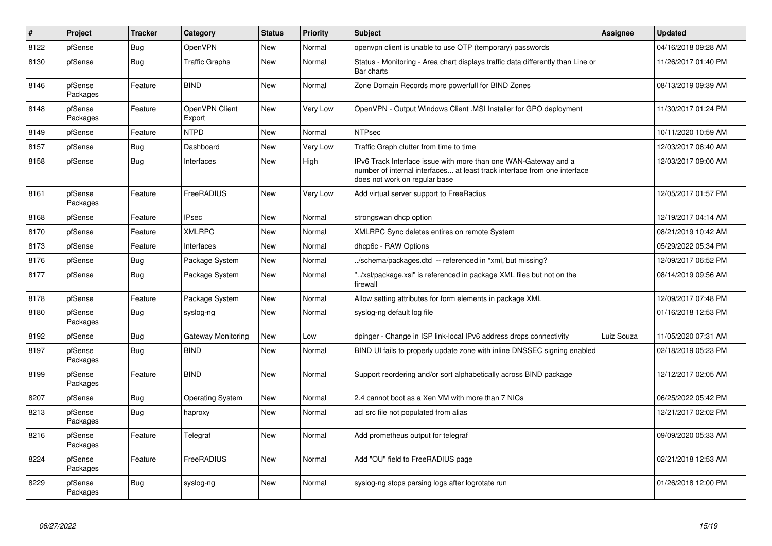| # | Project | Tracker | Category | Status | Priority | Subject | Assignee | Updated |
|---|---|---|---|---|---|---|---|---|
| 8122 | pfSense | Bug | OpenVPN | New | Normal | openvpn client is unable to use OTP (temporary) passwords | | 04/16/2018 09:28 AM |
| 8130 | pfSense | Bug | Traffic Graphs | New | Normal | Status - Monitoring - Area chart displays traffic data differently than Line or Bar charts | | 11/26/2017 01:40 PM |
| 8146 | pfSense Packages | Feature | BIND | New | Normal | Zone Domain Records more powerfull for BIND Zones | | 08/13/2019 09:39 AM |
| 8148 | pfSense Packages | Feature | OpenVPN Client Export | New | Very Low | OpenVPN - Output Windows Client .MSI Installer for GPO deployment | | 11/30/2017 01:24 PM |
| 8149 | pfSense | Feature | NTPD | New | Normal | NTPsec | | 10/11/2020 10:59 AM |
| 8157 | pfSense | Bug | Dashboard | New | Very Low | Traffic Graph clutter from time to time | | 12/03/2017 06:40 AM |
| 8158 | pfSense | Bug | Interfaces | New | High | IPv6 Track Interface issue with more than one WAN-Gateway and a number of internal interfaces... at least track interface from one interface does not work on regular base | | 12/03/2017 09:00 AM |
| 8161 | pfSense Packages | Feature | FreeRADIUS | New | Very Low | Add virtual server support to FreeRadius | | 12/05/2017 01:57 PM |
| 8168 | pfSense | Feature | IPsec | New | Normal | strongswan dhcp option | | 12/19/2017 04:14 AM |
| 8170 | pfSense | Feature | XMLRPC | New | Normal | XMLRPC Sync deletes entires on remote System | | 08/21/2019 10:42 AM |
| 8173 | pfSense | Feature | Interfaces | New | Normal | dhcp6c - RAW Options | | 05/29/2022 05:34 PM |
| 8176 | pfSense | Bug | Package System | New | Normal | ../schema/packages.dtd -- referenced in *xml, but missing? | | 12/09/2017 06:52 PM |
| 8177 | pfSense | Bug | Package System | New | Normal | "../xsl/package.xsl" is referenced in package XML files but not on the firewall | | 08/14/2019 09:56 AM |
| 8178 | pfSense | Feature | Package System | New | Normal | Allow setting attributes for form elements in package XML | | 12/09/2017 07:48 PM |
| 8180 | pfSense Packages | Bug | syslog-ng | New | Normal | syslog-ng default log file | | 01/16/2018 12:53 PM |
| 8192 | pfSense | Bug | Gateway Monitoring | New | Low | dpinger - Change in ISP link-local IPv6 address drops connectivity | Luiz Souza | 11/05/2020 07:31 AM |
| 8197 | pfSense Packages | Bug | BIND | New | Normal | BIND UI fails to properly update zone with inline DNSSEC signing enabled | | 02/18/2019 05:23 PM |
| 8199 | pfSense Packages | Feature | BIND | New | Normal | Support reordering and/or sort alphabetically across BIND package | | 12/12/2017 02:05 AM |
| 8207 | pfSense | Bug | Operating System | New | Normal | 2.4 cannot boot as a Xen VM with more than 7 NICs | | 06/25/2022 05:42 PM |
| 8213 | pfSense Packages | Bug | haproxy | New | Normal | acl src file not populated from alias | | 12/21/2017 02:02 PM |
| 8216 | pfSense Packages | Feature | Telegraf | New | Normal | Add prometheus output for telegraf | | 09/09/2020 05:33 AM |
| 8224 | pfSense Packages | Feature | FreeRADIUS | New | Normal | Add "OU" field to FreeRADIUS page | | 02/21/2018 12:53 AM |
| 8229 | pfSense Packages | Bug | syslog-ng | New | Normal | syslog-ng stops parsing logs after logrotate run | | 01/26/2018 12:00 PM |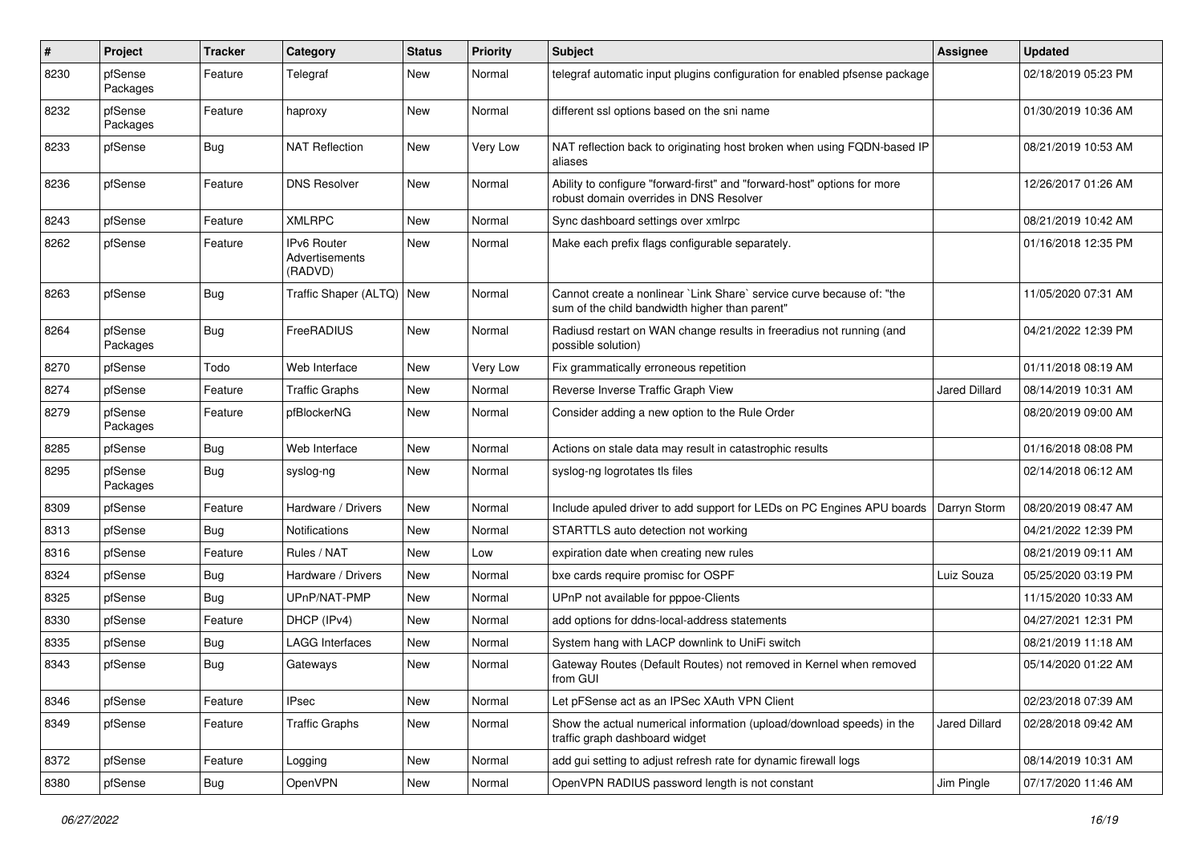| # | Project | Tracker | Category | Status | Priority | Subject | Assignee | Updated |
|---|---|---|---|---|---|---|---|---|
| 8230 | pfSense Packages | Feature | Telegraf | New | Normal | telegraf automatic input plugins configuration for enabled pfsense package | | 02/18/2019 05:23 PM |
| 8232 | pfSense Packages | Feature | haproxy | New | Normal | different ssl options based on the sni name | | 01/30/2019 10:36 AM |
| 8233 | pfSense | Bug | NAT Reflection | New | Very Low | NAT reflection back to originating host broken when using FQDN-based IP aliases | | 08/21/2019 10:53 AM |
| 8236 | pfSense | Feature | DNS Resolver | New | Normal | Ability to configure "forward-first" and "forward-host" options for more robust domain overrides in DNS Resolver | | 12/26/2017 01:26 AM |
| 8243 | pfSense | Feature | XMLRPC | New | Normal | Sync dashboard settings over xmlrpc | | 08/21/2019 10:42 AM |
| 8262 | pfSense | Feature | IPv6 Router Advertisements (RADVD) | New | Normal | Make each prefix flags configurable separately. | | 01/16/2018 12:35 PM |
| 8263 | pfSense | Bug | Traffic Shaper (ALTQ) | New | Normal | Cannot create a nonlinear `Link Share` service curve because of: "the sum of the child bandwidth higher than parent" | | 11/05/2020 07:31 AM |
| 8264 | pfSense Packages | Bug | FreeRADIUS | New | Normal | Radiusd restart on WAN change results in freeradius not running (and possible solution) | | 04/21/2022 12:39 PM |
| 8270 | pfSense | Todo | Web Interface | New | Very Low | Fix grammatically erroneous repetition | | 01/11/2018 08:19 AM |
| 8274 | pfSense | Feature | Traffic Graphs | New | Normal | Reverse Inverse Traffic Graph View | Jared Dillard | 08/14/2019 10:31 AM |
| 8279 | pfSense Packages | Feature | pfBlockerNG | New | Normal | Consider adding a new option to the Rule Order | | 08/20/2019 09:00 AM |
| 8285 | pfSense | Bug | Web Interface | New | Normal | Actions on stale data may result in catastrophic results | | 01/16/2018 08:08 PM |
| 8295 | pfSense Packages | Bug | syslog-ng | New | Normal | syslog-ng logrotates tls files | | 02/14/2018 06:12 AM |
| 8309 | pfSense | Feature | Hardware / Drivers | New | Normal | Include apuled driver to add support for LEDs on PC Engines APU boards | Darryn Storm | 08/20/2019 08:47 AM |
| 8313 | pfSense | Bug | Notifications | New | Normal | STARTTLS auto detection not working | | 04/21/2022 12:39 PM |
| 8316 | pfSense | Feature | Rules / NAT | New | Low | expiration date when creating new rules | | 08/21/2019 09:11 AM |
| 8324 | pfSense | Bug | Hardware / Drivers | New | Normal | bxe cards require promisc for OSPF | Luiz Souza | 05/25/2020 03:19 PM |
| 8325 | pfSense | Bug | UPnP/NAT-PMP | New | Normal | UPnP not available for pppoe-Clients | | 11/15/2020 10:33 AM |
| 8330 | pfSense | Feature | DHCP (IPv4) | New | Normal | add options for ddns-local-address statements | | 04/27/2021 12:31 PM |
| 8335 | pfSense | Bug | LAGG Interfaces | New | Normal | System hang with LACP downlink to UniFi switch | | 08/21/2019 11:18 AM |
| 8343 | pfSense | Bug | Gateways | New | Normal | Gateway Routes (Default Routes) not removed in Kernel when removed from GUI | | 05/14/2020 01:22 AM |
| 8346 | pfSense | Feature | IPsec | New | Normal | Let pFSense act as an IPSec XAuth VPN Client | | 02/23/2018 07:39 AM |
| 8349 | pfSense | Feature | Traffic Graphs | New | Normal | Show the actual numerical information (upload/download speeds) in the traffic graph dashboard widget | Jared Dillard | 02/28/2018 09:42 AM |
| 8372 | pfSense | Feature | Logging | New | Normal | add gui setting to adjust refresh rate for dynamic firewall logs | | 08/14/2019 10:31 AM |
| 8380 | pfSense | Bug | OpenVPN | New | Normal | OpenVPN RADIUS password length is not constant | Jim Pingle | 07/17/2020 11:46 AM |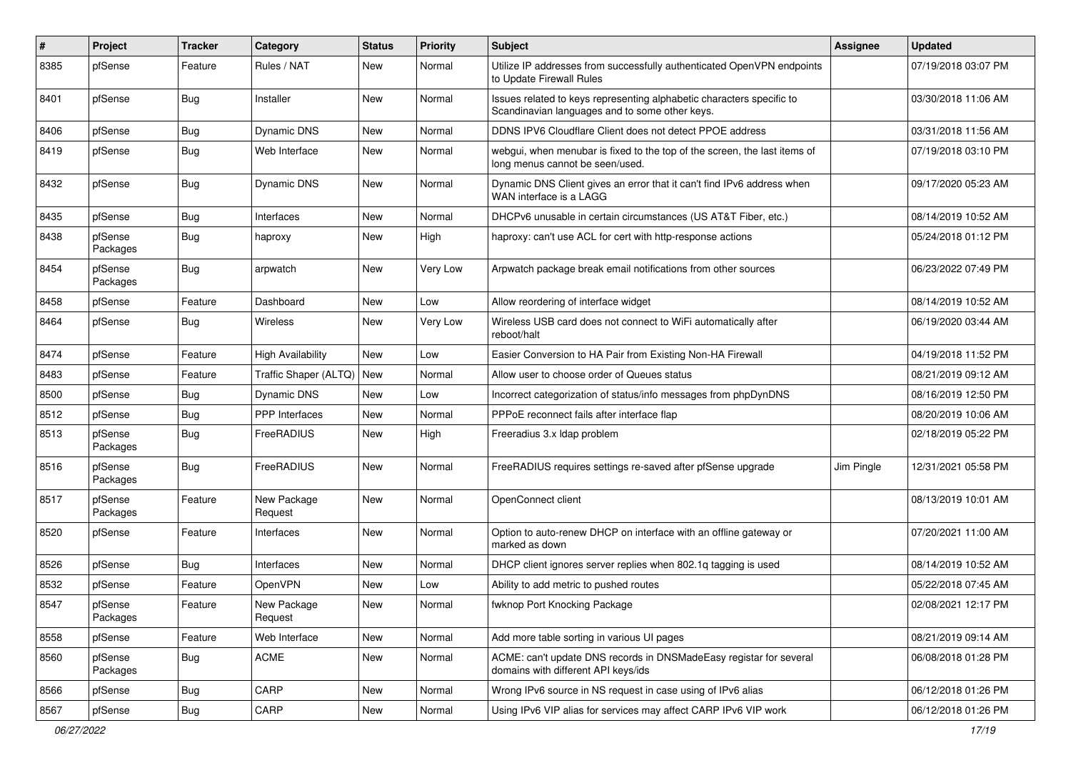| # | Project | Tracker | Category | Status | Priority | Subject | Assignee | Updated |
|---|---|---|---|---|---|---|---|---|
| 8385 | pfSense | Feature | Rules / NAT | New | Normal | Utilize IP addresses from successfully authenticated OpenVPN endpoints to Update Firewall Rules | | 07/19/2018 03:07 PM |
| 8401 | pfSense | Bug | Installer | New | Normal | Issues related to keys representing alphabetic characters specific to Scandinavian languages and to some other keys. | | 03/30/2018 11:06 AM |
| 8406 | pfSense | Bug | Dynamic DNS | New | Normal | DDNS IPV6 Cloudflare Client does not detect PPOE address | | 03/31/2018 11:56 AM |
| 8419 | pfSense | Bug | Web Interface | New | Normal | webgui, when menubar is fixed to the top of the screen, the last items of long menus cannot be seen/used. | | 07/19/2018 03:10 PM |
| 8432 | pfSense | Bug | Dynamic DNS | New | Normal | Dynamic DNS Client gives an error that it can't find IPv6 address when WAN interface is a LAGG | | 09/17/2020 05:23 AM |
| 8435 | pfSense | Bug | Interfaces | New | Normal | DHCPv6 unusable in certain circumstances (US AT&T Fiber, etc.) | | 08/14/2019 10:52 AM |
| 8438 | pfSense Packages | Bug | haproxy | New | High | haproxy: can't use ACL for cert with http-response actions | | 05/24/2018 01:12 PM |
| 8454 | pfSense Packages | Bug | arpwatch | New | Very Low | Arpwatch package break email notifications from other sources | | 06/23/2022 07:49 PM |
| 8458 | pfSense | Feature | Dashboard | New | Low | Allow reordering of interface widget | | 08/14/2019 10:52 AM |
| 8464 | pfSense | Bug | Wireless | New | Very Low | Wireless USB card does not connect to WiFi automatically after reboot/halt | | 06/19/2020 03:44 AM |
| 8474 | pfSense | Feature | High Availability | New | Low | Easier Conversion to HA Pair from Existing Non-HA Firewall | | 04/19/2018 11:52 PM |
| 8483 | pfSense | Feature | Traffic Shaper (ALTQ) | New | Normal | Allow user to choose order of Queues status | | 08/21/2019 09:12 AM |
| 8500 | pfSense | Bug | Dynamic DNS | New | Low | Incorrect categorization of status/info messages from phpDynDNS | | 08/16/2019 12:50 PM |
| 8512 | pfSense | Bug | PPP Interfaces | New | Normal | PPPoE reconnect fails after interface flap | | 08/20/2019 10:06 AM |
| 8513 | pfSense Packages | Bug | FreeRADIUS | New | High | Freeradius 3.x ldap problem | | 02/18/2019 05:22 PM |
| 8516 | pfSense Packages | Bug | FreeRADIUS | New | Normal | FreeRADIUS requires settings re-saved after pfSense upgrade | Jim Pingle | 12/31/2021 05:58 PM |
| 8517 | pfSense Packages | Feature | New Package Request | New | Normal | OpenConnect client | | 08/13/2019 10:01 AM |
| 8520 | pfSense | Feature | Interfaces | New | Normal | Option to auto-renew DHCP on interface with an offline gateway or marked as down | | 07/20/2021 11:00 AM |
| 8526 | pfSense | Bug | Interfaces | New | Normal | DHCP client ignores server replies when 802.1q tagging is used | | 08/14/2019 10:52 AM |
| 8532 | pfSense | Feature | OpenVPN | New | Low | Ability to add metric to pushed routes | | 05/22/2018 07:45 AM |
| 8547 | pfSense Packages | Feature | New Package Request | New | Normal | fwknop Port Knocking Package | | 02/08/2021 12:17 PM |
| 8558 | pfSense | Feature | Web Interface | New | Normal | Add more table sorting in various UI pages | | 08/21/2019 09:14 AM |
| 8560 | pfSense Packages | Bug | ACME | New | Normal | ACME: can't update DNS records in DNSMadeEasy registar for several domains with different API keys/ids | | 06/08/2018 01:28 PM |
| 8566 | pfSense | Bug | CARP | New | Normal | Wrong IPv6 source in NS request in case using of IPv6 alias | | 06/12/2018 01:26 PM |
| 8567 | pfSense | Bug | CARP | New | Normal | Using IPv6 VIP alias for services may affect CARP IPv6 VIP work | | 06/12/2018 01:26 PM |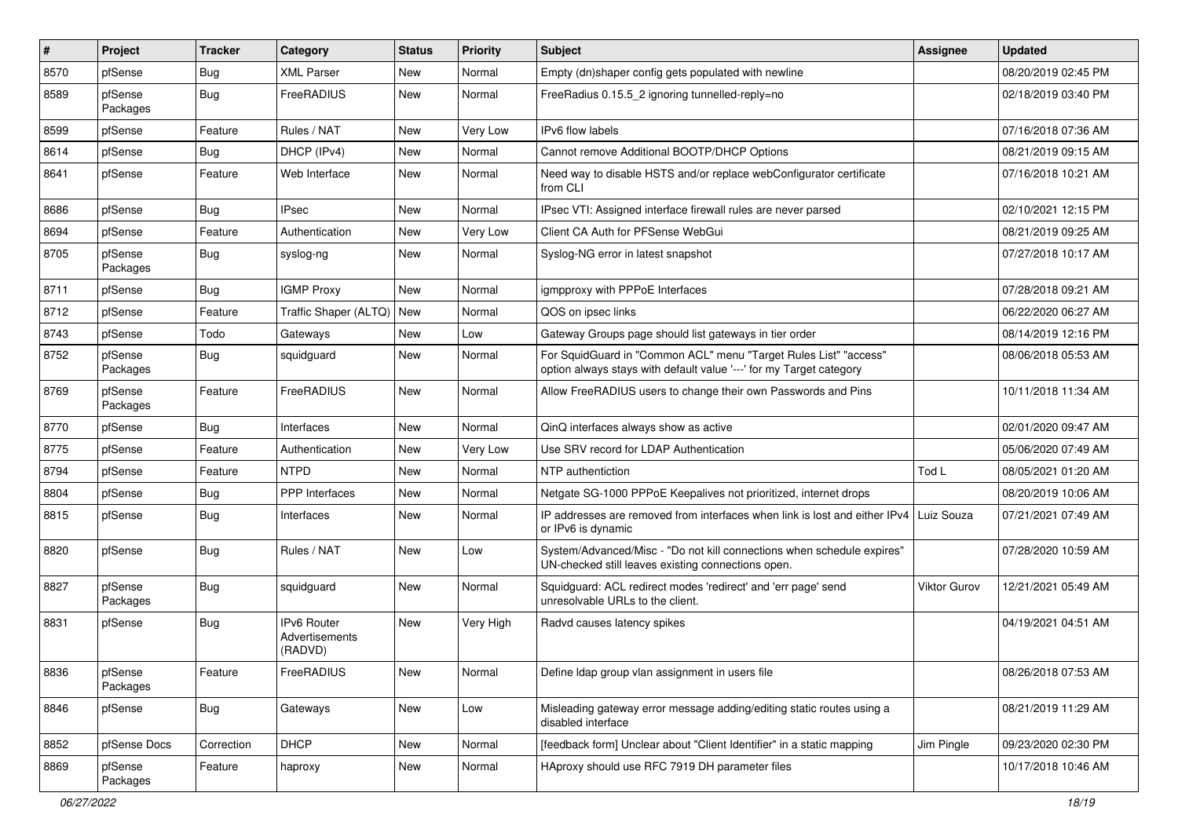| # | Project | Tracker | Category | Status | Priority | Subject | Assignee | Updated |
|---|---|---|---|---|---|---|---|---|
| 8570 | pfSense | Bug | XML Parser | New | Normal | Empty (dn)shaper config gets populated with newline | | 08/20/2019 02:45 PM |
| 8589 | pfSense Packages | Bug | FreeRADIUS | New | Normal | FreeRadius 0.15.5_2 ignoring tunnelled-reply=no | | 02/18/2019 03:40 PM |
| 8599 | pfSense | Feature | Rules / NAT | New | Very Low | IPv6 flow labels | | 07/16/2018 07:36 AM |
| 8614 | pfSense | Bug | DHCP (IPv4) | New | Normal | Cannot remove Additional BOOTP/DHCP Options | | 08/21/2019 09:15 AM |
| 8641 | pfSense | Feature | Web Interface | New | Normal | Need way to disable HSTS and/or replace webConfigurator certificate from CLI | | 07/16/2018 10:21 AM |
| 8686 | pfSense | Bug | IPsec | New | Normal | IPsec VTI: Assigned interface firewall rules are never parsed | | 02/10/2021 12:15 PM |
| 8694 | pfSense | Feature | Authentication | New | Very Low | Client CA Auth for PFSense WebGui | | 08/21/2019 09:25 AM |
| 8705 | pfSense Packages | Bug | syslog-ng | New | Normal | Syslog-NG error in latest snapshot | | 07/27/2018 10:17 AM |
| 8711 | pfSense | Bug | IGMP Proxy | New | Normal | igmpproxy with PPPoE Interfaces | | 07/28/2018 09:21 AM |
| 8712 | pfSense | Feature | Traffic Shaper (ALTQ) | New | Normal | QOS on ipsec links | | 06/22/2020 06:27 AM |
| 8743 | pfSense | Todo | Gateways | New | Low | Gateway Groups page should list gateways in tier order | | 08/14/2019 12:16 PM |
| 8752 | pfSense Packages | Bug | squidguard | New | Normal | For SquidGuard in "Common ACL" menu "Target Rules List" "access" option always stays with default value '---' for my Target category | | 08/06/2018 05:53 AM |
| 8769 | pfSense Packages | Feature | FreeRADIUS | New | Normal | Allow FreeRADIUS users to change their own Passwords and Pins | | 10/11/2018 11:34 AM |
| 8770 | pfSense | Bug | Interfaces | New | Normal | QinQ interfaces always show as active | | 02/01/2020 09:47 AM |
| 8775 | pfSense | Feature | Authentication | New | Very Low | Use SRV record for LDAP Authentication | | 05/06/2020 07:49 AM |
| 8794 | pfSense | Feature | NTPD | New | Normal | NTP authentiction | Tod L | 08/05/2021 01:20 AM |
| 8804 | pfSense | Bug | PPP Interfaces | New | Normal | Netgate SG-1000 PPPoE Keepalives not prioritized, internet drops | | 08/20/2019 10:06 AM |
| 8815 | pfSense | Bug | Interfaces | New | Normal | IP addresses are removed from interfaces when link is lost and either IPv4 or IPv6 is dynamic | Luiz Souza | 07/21/2021 07:49 AM |
| 8820 | pfSense | Bug | Rules / NAT | New | Low | System/Advanced/Misc - "Do not kill connections when schedule expires" UN-checked still leaves existing connections open. | | 07/28/2020 10:59 AM |
| 8827 | pfSense Packages | Bug | squidguard | New | Normal | Squidguard: ACL redirect modes 'redirect' and 'err page' send unresolvable URLs to the client. | Viktor Gurov | 12/21/2021 05:49 AM |
| 8831 | pfSense | Bug | IPv6 Router Advertisements (RADVD) | New | Very High | Radvd causes latency spikes | | 04/19/2021 04:51 AM |
| 8836 | pfSense Packages | Feature | FreeRADIUS | New | Normal | Define ldap group vlan assignment in users file | | 08/26/2018 07:53 AM |
| 8846 | pfSense | Bug | Gateways | New | Low | Misleading gateway error message adding/editing static routes using a disabled interface | | 08/21/2019 11:29 AM |
| 8852 | pfSense Docs | Correction | DHCP | New | Normal | [feedback form] Unclear about "Client Identifier" in a static mapping | Jim Pingle | 09/23/2020 02:30 PM |
| 8869 | pfSense Packages | Feature | haproxy | New | Normal | HAproxy should use RFC 7919 DH parameter files | | 10/17/2018 10:46 AM |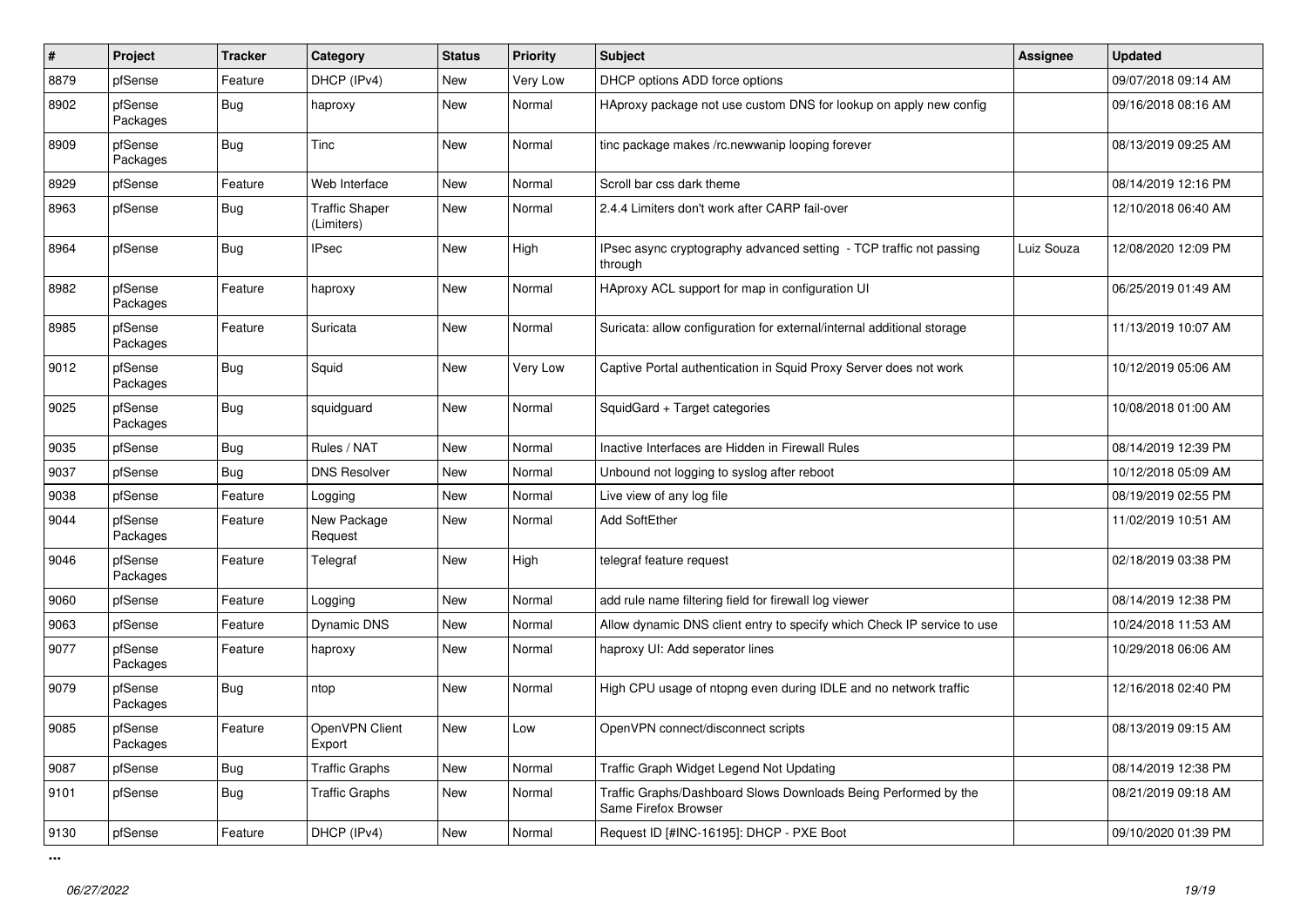| # | Project | Tracker | Category | Status | Priority | Subject | Assignee | Updated |
|---|---|---|---|---|---|---|---|---|
| 8879 | pfSense | Feature | DHCP (IPv4) | New | Very Low | DHCP options ADD force options | | 09/07/2018 09:14 AM |
| 8902 | pfSense Packages | Bug | haproxy | New | Normal | HAproxy package not use custom DNS for lookup on apply new config | | 09/16/2018 08:16 AM |
| 8909 | pfSense Packages | Bug | Tinc | New | Normal | tinc package makes /rc.newwanip looping forever | | 08/13/2019 09:25 AM |
| 8929 | pfSense | Feature | Web Interface | New | Normal | Scroll bar css dark theme | | 08/14/2019 12:16 PM |
| 8963 | pfSense | Bug | Traffic Shaper (Limiters) | New | Normal | 2.4.4 Limiters don't work after CARP fail-over | | 12/10/2018 06:40 AM |
| 8964 | pfSense | Bug | IPsec | New | High | IPsec async cryptography advanced setting - TCP traffic not passing through | Luiz Souza | 12/08/2020 12:09 PM |
| 8982 | pfSense Packages | Feature | haproxy | New | Normal | HAproxy ACL support for map in configuration UI | | 06/25/2019 01:49 AM |
| 8985 | pfSense Packages | Feature | Suricata | New | Normal | Suricata: allow configuration for external/internal additional storage | | 11/13/2019 10:07 AM |
| 9012 | pfSense Packages | Bug | Squid | New | Very Low | Captive Portal authentication in Squid Proxy Server does not work | | 10/12/2019 05:06 AM |
| 9025 | pfSense Packages | Bug | squidguard | New | Normal | SquidGard + Target categories | | 10/08/2018 01:00 AM |
| 9035 | pfSense | Bug | Rules / NAT | New | Normal | Inactive Interfaces are Hidden in Firewall Rules | | 08/14/2019 12:39 PM |
| 9037 | pfSense | Bug | DNS Resolver | New | Normal | Unbound not logging to syslog after reboot | | 10/12/2018 05:09 AM |
| 9038 | pfSense | Feature | Logging | New | Normal | Live view of any log file | | 08/19/2019 02:55 PM |
| 9044 | pfSense Packages | Feature | New Package Request | New | Normal | Add SoftEther | | 11/02/2019 10:51 AM |
| 9046 | pfSense Packages | Feature | Telegraf | New | High | telegraf feature request | | 02/18/2019 03:38 PM |
| 9060 | pfSense | Feature | Logging | New | Normal | add rule name filtering field for firewall log viewer | | 08/14/2019 12:38 PM |
| 9063 | pfSense | Feature | Dynamic DNS | New | Normal | Allow dynamic DNS client entry to specify which Check IP service to use | | 10/24/2018 11:53 AM |
| 9077 | pfSense Packages | Feature | haproxy | New | Normal | haproxy UI: Add seperator lines | | 10/29/2018 06:06 AM |
| 9079 | pfSense Packages | Bug | ntop | New | Normal | High CPU usage of ntopng even during IDLE and no network traffic | | 12/16/2018 02:40 PM |
| 9085 | pfSense Packages | Feature | OpenVPN Client Export | New | Low | OpenVPN connect/disconnect scripts | | 08/13/2019 09:15 AM |
| 9087 | pfSense | Bug | Traffic Graphs | New | Normal | Traffic Graph Widget Legend Not Updating | | 08/14/2019 12:38 PM |
| 9101 | pfSense | Bug | Traffic Graphs | New | Normal | Traffic Graphs/Dashboard Slows Downloads Being Performed by the Same Firefox Browser | | 08/21/2019 09:18 AM |
| 9130 | pfSense | Feature | DHCP (IPv4) | New | Normal | Request ID [#INC-16195]: DHCP - PXE Boot | | 09/10/2020 01:39 PM |

...